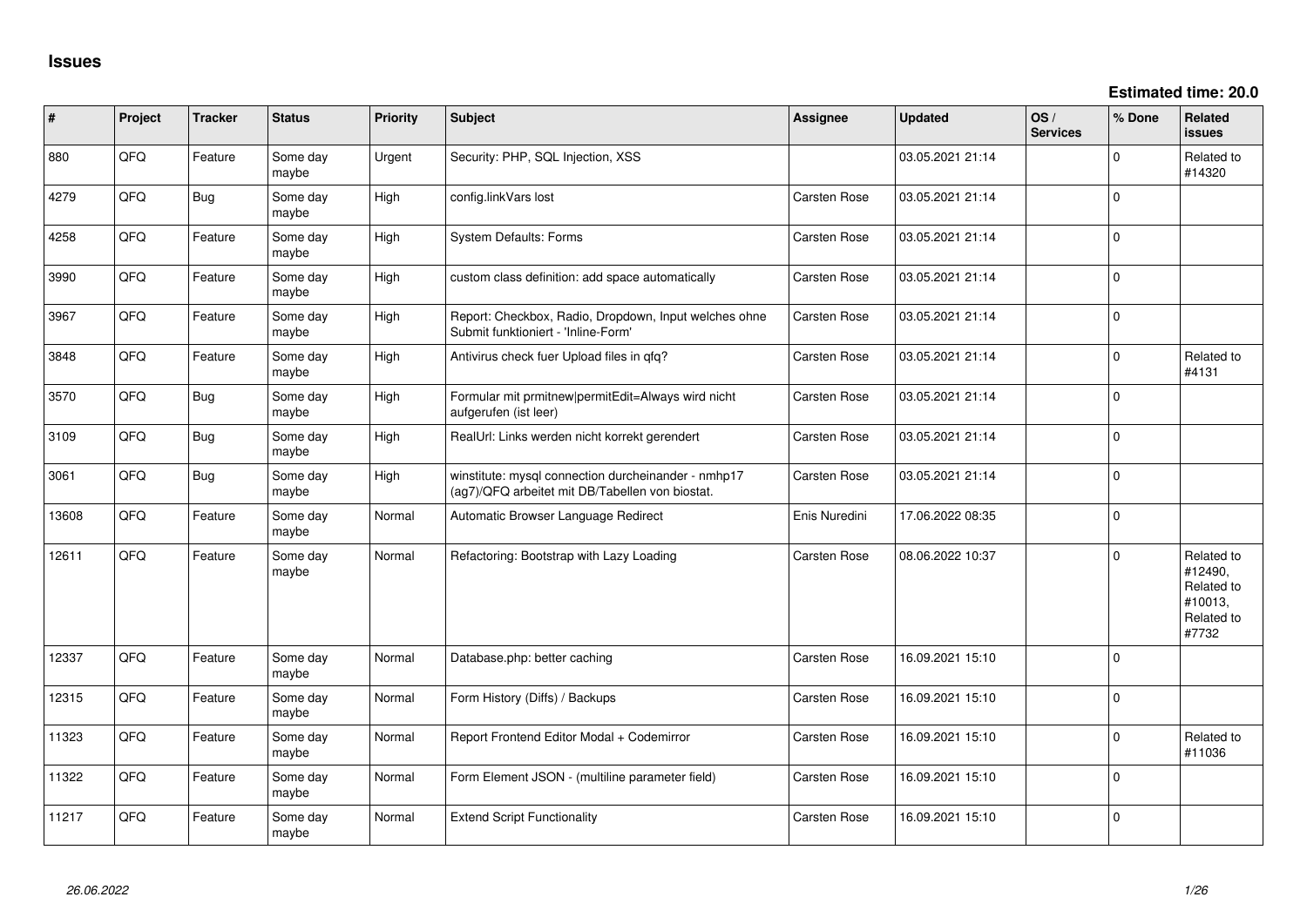## Issues

**Estimated time: 20.0**

| # | Project | Tracker | Status | Priority | Subject | Assignee | Updated | OS / Services | % Done | Related issues |
|---|---|---|---|---|---|---|---|---|---|---|
| 880 | QFQ | Feature | Some day maybe | Urgent | Security: PHP, SQL Injection, XSS | | 03.05.2021 21:14 | | 0 | Related to #14320 |
| 4279 | QFQ | Bug | Some day maybe | High | config.linkVars lost | Carsten Rose | 03.05.2021 21:14 | | 0 | |
| 4258 | QFQ | Feature | Some day maybe | High | System Defaults: Forms | Carsten Rose | 03.05.2021 21:14 | | 0 | |
| 3990 | QFQ | Feature | Some day maybe | High | custom class definition: add space automatically | Carsten Rose | 03.05.2021 21:14 | | 0 | |
| 3967 | QFQ | Feature | Some day maybe | High | Report: Checkbox, Radio, Dropdown, Input welches ohne Submit funktioniert - 'Inline-Form' | Carsten Rose | 03.05.2021 21:14 | | 0 | |
| 3848 | QFQ | Feature | Some day maybe | High | Antivirus check fuer Upload files in qfq? | Carsten Rose | 03.05.2021 21:14 | | 0 | Related to #4131 |
| 3570 | QFQ | Bug | Some day maybe | High | Formular mit prmitnew\|permitEdit=Always wird nicht aufgerufen (ist leer) | Carsten Rose | 03.05.2021 21:14 | | 0 | |
| 3109 | QFQ | Bug | Some day maybe | High | RealUrl: Links werden nicht korrekt gerendert | Carsten Rose | 03.05.2021 21:14 | | 0 | |
| 3061 | QFQ | Bug | Some day maybe | High | winstitute: mysql connection durcheinander - nmhp17 (ag7)/QFQ arbeitet mit DB/Tabellen von biostat. | Carsten Rose | 03.05.2021 21:14 | | 0 | |
| 13608 | QFQ | Feature | Some day maybe | Normal | Automatic Browser Language Redirect | Enis Nuredini | 17.06.2022 08:35 | | 0 | |
| 12611 | QFQ | Feature | Some day maybe | Normal | Refactoring: Bootstrap with Lazy Loading | Carsten Rose | 08.06.2022 10:37 | | 0 | Related to #12490, Related to #10013, Related to #7732 |
| 12337 | QFQ | Feature | Some day maybe | Normal | Database.php: better caching | Carsten Rose | 16.09.2021 15:10 | | 0 | |
| 12315 | QFQ | Feature | Some day maybe | Normal | Form History (Diffs) / Backups | Carsten Rose | 16.09.2021 15:10 | | 0 | |
| 11323 | QFQ | Feature | Some day maybe | Normal | Report Frontend Editor Modal + Codemirror | Carsten Rose | 16.09.2021 15:10 | | 0 | Related to #11036 |
| 11322 | QFQ | Feature | Some day maybe | Normal | Form Element JSON - (multiline parameter field) | Carsten Rose | 16.09.2021 15:10 | | 0 | |
| 11217 | QFQ | Feature | Some day maybe | Normal | Extend Script Functionality | Carsten Rose | 16.09.2021 15:10 | | 0 | |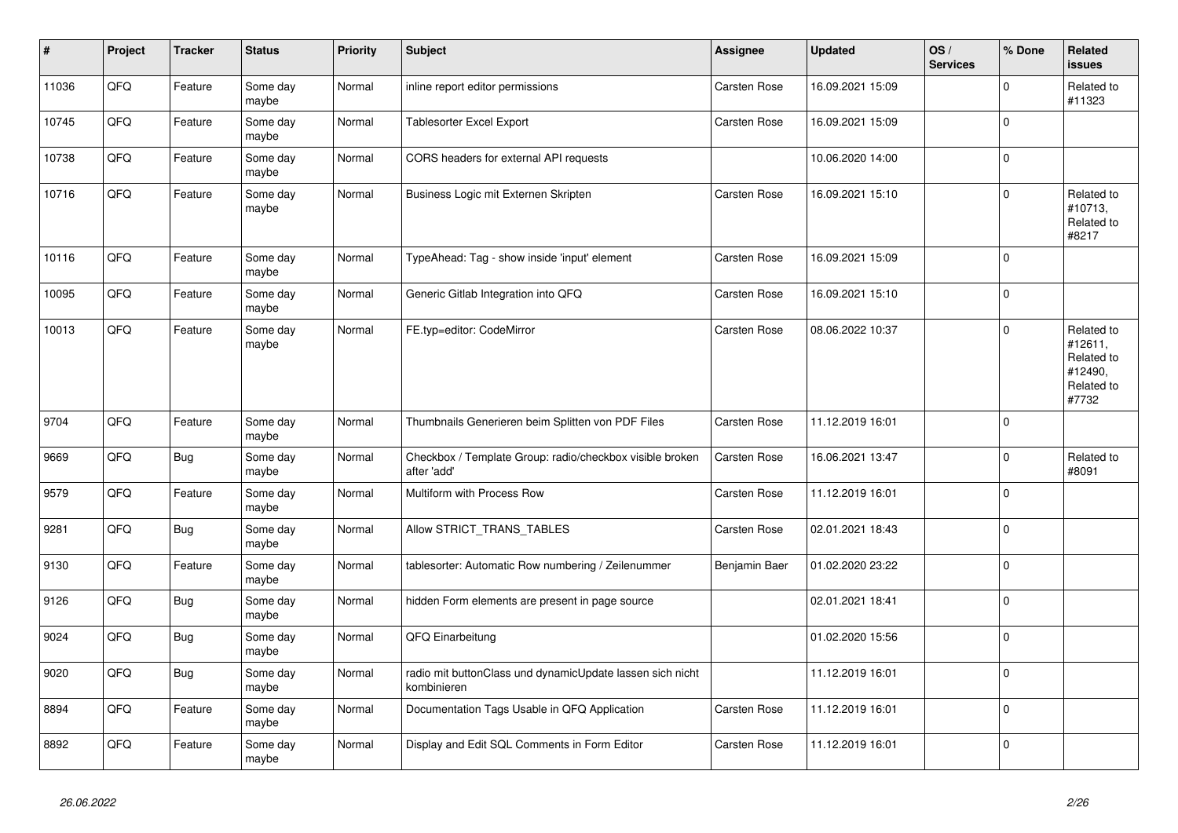| # | Project | Tracker | Status | Priority | Subject | Assignee | Updated | OS / Services | % Done | Related issues |
|---|---|---|---|---|---|---|---|---|---|---|
| 11036 | QFQ | Feature | Some day maybe | Normal | inline report editor permissions | Carsten Rose | 16.09.2021 15:09 | | 0 | Related to #11323 |
| 10745 | QFQ | Feature | Some day maybe | Normal | Tablesorter Excel Export | Carsten Rose | 16.09.2021 15:09 | | 0 | |
| 10738 | QFQ | Feature | Some day maybe | Normal | CORS headers for external API requests | | 10.06.2020 14:00 | | 0 | |
| 10716 | QFQ | Feature | Some day maybe | Normal | Business Logic mit Externen Skripten | Carsten Rose | 16.09.2021 15:10 | | 0 | Related to #10713, Related to #8217 |
| 10116 | QFQ | Feature | Some day maybe | Normal | TypeAhead: Tag - show inside 'input' element | Carsten Rose | 16.09.2021 15:09 | | 0 | |
| 10095 | QFQ | Feature | Some day maybe | Normal | Generic Gitlab Integration into QFQ | Carsten Rose | 16.09.2021 15:10 | | 0 | |
| 10013 | QFQ | Feature | Some day maybe | Normal | FE.typ=editor: CodeMirror | Carsten Rose | 08.06.2022 10:37 | | 0 | Related to #12611, Related to #12490, Related to #7732 |
| 9704 | QFQ | Feature | Some day maybe | Normal | Thumbnails Generieren beim Splitten von PDF Files | Carsten Rose | 11.12.2019 16:01 | | 0 | |
| 9669 | QFQ | Bug | Some day maybe | Normal | Checkbox / Template Group: radio/checkbox visible broken after 'add' | Carsten Rose | 16.06.2021 13:47 | | 0 | Related to #8091 |
| 9579 | QFQ | Feature | Some day maybe | Normal | Multiform with Process Row | Carsten Rose | 11.12.2019 16:01 | | 0 | |
| 9281 | QFQ | Bug | Some day maybe | Normal | Allow STRICT_TRANS_TABLES | Carsten Rose | 02.01.2021 18:43 | | 0 | |
| 9130 | QFQ | Feature | Some day maybe | Normal | tablesorter: Automatic Row numbering / Zeilenummer | Benjamin Baer | 01.02.2020 23:22 | | 0 | |
| 9126 | QFQ | Bug | Some day maybe | Normal | hidden Form elements are present in page source | | 02.01.2021 18:41 | | 0 | |
| 9024 | QFQ | Bug | Some day maybe | Normal | QFQ Einarbeitung | | 01.02.2020 15:56 | | 0 | |
| 9020 | QFQ | Bug | Some day maybe | Normal | radio mit buttonClass und dynamicUpdate lassen sich nicht kombinieren | | 11.12.2019 16:01 | | 0 | |
| 8894 | QFQ | Feature | Some day maybe | Normal | Documentation Tags Usable in QFQ Application | Carsten Rose | 11.12.2019 16:01 | | 0 | |
| 8892 | QFQ | Feature | Some day maybe | Normal | Display and Edit SQL Comments in Form Editor | Carsten Rose | 11.12.2019 16:01 | | 0 | |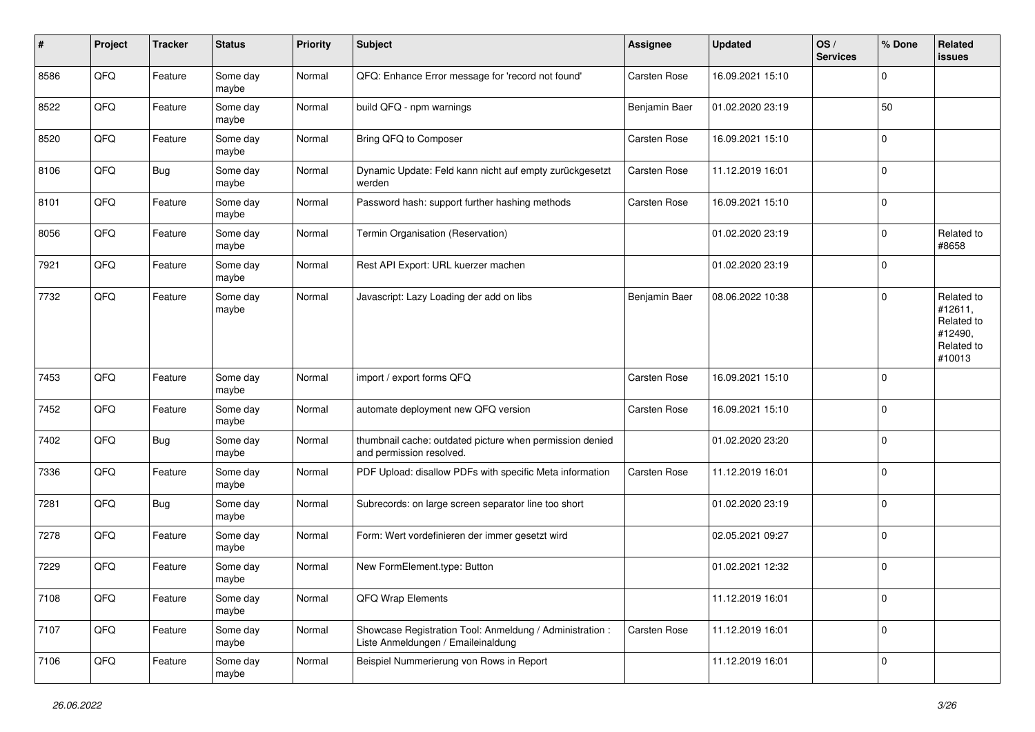| # | Project | Tracker | Status | Priority | Subject | Assignee | Updated | OS / Services | % Done | Related issues |
|---|---|---|---|---|---|---|---|---|---|---|
| 8586 | QFQ | Feature | Some day maybe | Normal | QFQ: Enhance Error message for 'record not found' | Carsten Rose | 16.09.2021 15:10 | | 0 | |
| 8522 | QFQ | Feature | Some day maybe | Normal | build QFQ - npm warnings | Benjamin Baer | 01.02.2020 23:19 | | 50 | |
| 8520 | QFQ | Feature | Some day maybe | Normal | Bring QFQ to Composer | Carsten Rose | 16.09.2021 15:10 | | 0 | |
| 8106 | QFQ | Bug | Some day maybe | Normal | Dynamic Update: Feld kann nicht auf empty zurückgesetzt werden | Carsten Rose | 11.12.2019 16:01 | | 0 | |
| 8101 | QFQ | Feature | Some day maybe | Normal | Password hash: support further hashing methods | Carsten Rose | 16.09.2021 15:10 | | 0 | |
| 8056 | QFQ | Feature | Some day maybe | Normal | Termin Organisation (Reservation) | | 01.02.2020 23:19 | | 0 | Related to #8658 |
| 7921 | QFQ | Feature | Some day maybe | Normal | Rest API Export: URL kuerzer machen | | 01.02.2020 23:19 | | 0 | |
| 7732 | QFQ | Feature | Some day maybe | Normal | Javascript: Lazy Loading der add on libs | Benjamin Baer | 08.06.2022 10:38 | | 0 | Related to #12611, Related to #12490, Related to #10013 |
| 7453 | QFQ | Feature | Some day maybe | Normal | import / export forms QFQ | Carsten Rose | 16.09.2021 15:10 | | 0 | |
| 7452 | QFQ | Feature | Some day maybe | Normal | automate deployment new QFQ version | Carsten Rose | 16.09.2021 15:10 | | 0 | |
| 7402 | QFQ | Bug | Some day maybe | Normal | thumbnail cache: outdated picture when permission denied and permission resolved. | | 01.02.2020 23:20 | | 0 | |
| 7336 | QFQ | Feature | Some day maybe | Normal | PDF Upload: disallow PDFs with specific Meta information | Carsten Rose | 11.12.2019 16:01 | | 0 | |
| 7281 | QFQ | Bug | Some day maybe | Normal | Subrecords: on large screen separator line too short | | 01.02.2020 23:19 | | 0 | |
| 7278 | QFQ | Feature | Some day maybe | Normal | Form: Wert vordefinieren der immer gesetzt wird | | 02.05.2021 09:27 | | 0 | |
| 7229 | QFQ | Feature | Some day maybe | Normal | New FormElement.type: Button | | 01.02.2021 12:32 | | 0 | |
| 7108 | QFQ | Feature | Some day maybe | Normal | QFQ Wrap Elements | | 11.12.2019 16:01 | | 0 | |
| 7107 | QFQ | Feature | Some day maybe | Normal | Showcase Registration Tool: Anmeldung / Administration : Liste Anmeldungen / Emaileinaldung | Carsten Rose | 11.12.2019 16:01 | | 0 | |
| 7106 | QFQ | Feature | Some day maybe | Normal | Beispiel Nummerierung von Rows in Report | | 11.12.2019 16:01 | | 0 | |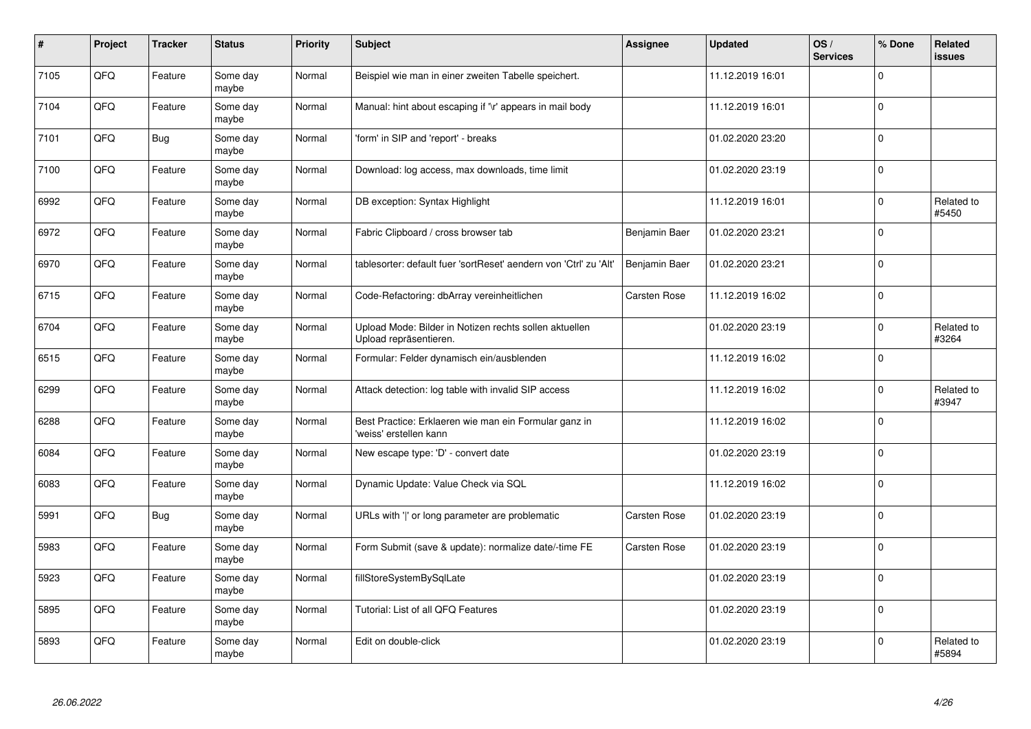| # | Project | Tracker | Status | Priority | Subject | Assignee | Updated | OS / Services | % Done | Related issues |
|---|---|---|---|---|---|---|---|---|---|---|
| 7105 | QFQ | Feature | Some day maybe | Normal | Beispiel wie man in einer zweiten Tabelle speichert. | | 11.12.2019 16:01 | | 0 | |
| 7104 | QFQ | Feature | Some day maybe | Normal | Manual: hint about escaping if '\r' appears in mail body | | 11.12.2019 16:01 | | 0 | |
| 7101 | QFQ | Bug | Some day maybe | Normal | 'form' in SIP and 'report' - breaks | | 01.02.2020 23:20 | | 0 | |
| 7100 | QFQ | Feature | Some day maybe | Normal | Download: log access, max downloads, time limit | | 01.02.2020 23:19 | | 0 | |
| 6992 | QFQ | Feature | Some day maybe | Normal | DB exception: Syntax Highlight | | 11.12.2019 16:01 | | 0 | Related to #5450 |
| 6972 | QFQ | Feature | Some day maybe | Normal | Fabric Clipboard / cross browser tab | Benjamin Baer | 01.02.2020 23:21 | | 0 | |
| 6970 | QFQ | Feature | Some day maybe | Normal | tablesorter: default fuer 'sortReset' aendern von 'Ctrl' zu 'Alt' | Benjamin Baer | 01.02.2020 23:21 | | 0 | |
| 6715 | QFQ | Feature | Some day maybe | Normal | Code-Refactoring: dbArray vereinheitlichen | Carsten Rose | 11.12.2019 16:02 | | 0 | |
| 6704 | QFQ | Feature | Some day maybe | Normal | Upload Mode: Bilder in Notizen rechts sollen aktuellen Upload repräsentieren. | | 01.02.2020 23:19 | | 0 | Related to #3264 |
| 6515 | QFQ | Feature | Some day maybe | Normal | Formular: Felder dynamisch ein/ausblenden | | 11.12.2019 16:02 | | 0 | |
| 6299 | QFQ | Feature | Some day maybe | Normal | Attack detection: log table with invalid SIP access | | 11.12.2019 16:02 | | 0 | Related to #3947 |
| 6288 | QFQ | Feature | Some day maybe | Normal | Best Practice: Erklaeren wie man ein Formular ganz in 'weiss' erstellen kann | | 11.12.2019 16:02 | | 0 | |
| 6084 | QFQ | Feature | Some day maybe | Normal | New escape type: 'D' - convert date | | 01.02.2020 23:19 | | 0 | |
| 6083 | QFQ | Feature | Some day maybe | Normal | Dynamic Update: Value Check via SQL | | 11.12.2019 16:02 | | 0 | |
| 5991 | QFQ | Bug | Some day maybe | Normal | URLs with '|' or long parameter are problematic | Carsten Rose | 01.02.2020 23:19 | | 0 | |
| 5983 | QFQ | Feature | Some day maybe | Normal | Form Submit (save & update): normalize date/-time FE | Carsten Rose | 01.02.2020 23:19 | | 0 | |
| 5923 | QFQ | Feature | Some day maybe | Normal | fillStoreSystemBySqlLate | | 01.02.2020 23:19 | | 0 | |
| 5895 | QFQ | Feature | Some day maybe | Normal | Tutorial: List of all QFQ Features | | 01.02.2020 23:19 | | 0 | |
| 5893 | QFQ | Feature | Some day maybe | Normal | Edit on double-click | | 01.02.2020 23:19 | | 0 | Related to #5894 |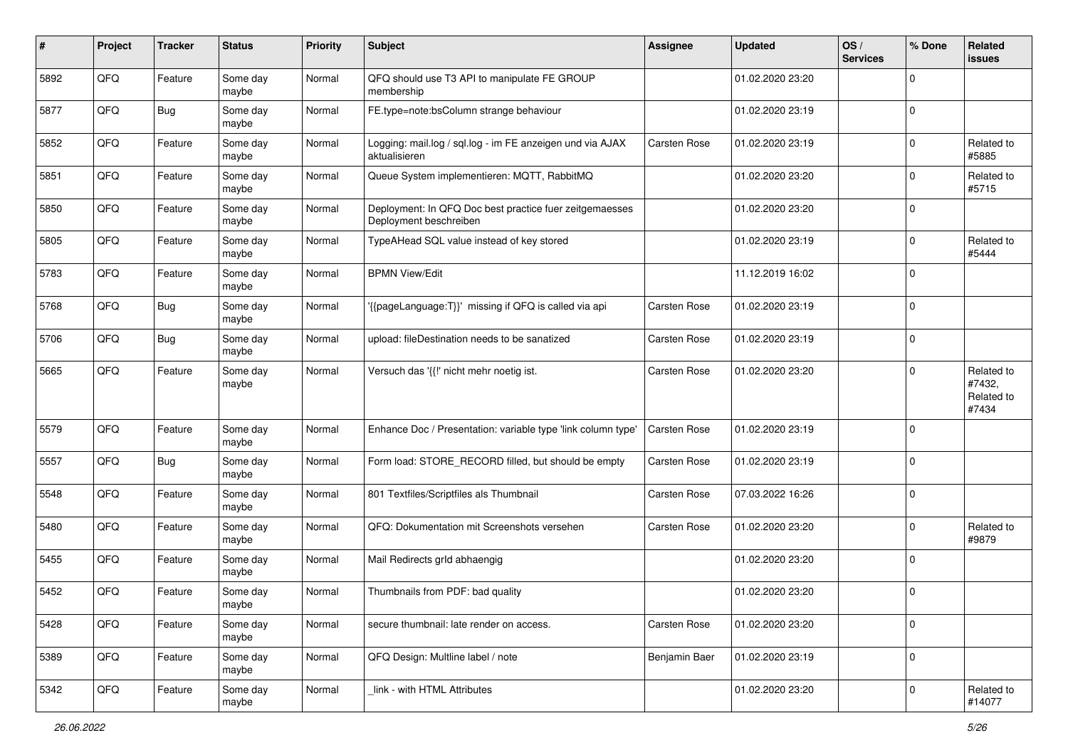| # | Project | Tracker | Status | Priority | Subject | Assignee | Updated | OS / Services | % Done | Related issues |
|---|---|---|---|---|---|---|---|---|---|---|
| 5892 | QFQ | Feature | Some day maybe | Normal | QFQ should use T3 API to manipulate FE GROUP membership | | 01.02.2020 23:20 | | 0 | |
| 5877 | QFQ | Bug | Some day maybe | Normal | FE.type=note:bsColumn strange behaviour | | 01.02.2020 23:19 | | 0 | |
| 5852 | QFQ | Feature | Some day maybe | Normal | Logging: mail.log / sql.log - im FE anzeigen und via AJAX aktualisieren | Carsten Rose | 01.02.2020 23:19 | | 0 | Related to #5885 |
| 5851 | QFQ | Feature | Some day maybe | Normal | Queue System implementieren: MQTT, RabbitMQ | | 01.02.2020 23:20 | | 0 | Related to #5715 |
| 5850 | QFQ | Feature | Some day maybe | Normal | Deployment: In QFQ Doc best practice fuer zeitgemaesses Deployment beschreiben | | 01.02.2020 23:20 | | 0 | |
| 5805 | QFQ | Feature | Some day maybe | Normal | TypeAHead SQL value instead of key stored | | 01.02.2020 23:19 | | 0 | Related to #5444 |
| 5783 | QFQ | Feature | Some day maybe | Normal | BPMN View/Edit | | 11.12.2019 16:02 | | 0 | |
| 5768 | QFQ | Bug | Some day maybe | Normal | '{{pageLanguage:T}}' missing if QFQ is called via api | Carsten Rose | 01.02.2020 23:19 | | 0 | |
| 5706 | QFQ | Bug | Some day maybe | Normal | upload: fileDestination needs to be sanatized | Carsten Rose | 01.02.2020 23:19 | | 0 | |
| 5665 | QFQ | Feature | Some day maybe | Normal | Versuch das '{{!' nicht mehr noetig ist. | Carsten Rose | 01.02.2020 23:20 | | 0 | Related to #7432, Related to #7434 |
| 5579 | QFQ | Feature | Some day maybe | Normal | Enhance Doc / Presentation: variable type 'link column type' | Carsten Rose | 01.02.2020 23:19 | | 0 | |
| 5557 | QFQ | Bug | Some day maybe | Normal | Form load: STORE_RECORD filled, but should be empty | Carsten Rose | 01.02.2020 23:19 | | 0 | |
| 5548 | QFQ | Feature | Some day maybe | Normal | 801 Textfiles/Scriptfiles als Thumbnail | Carsten Rose | 07.03.2022 16:26 | | 0 | |
| 5480 | QFQ | Feature | Some day maybe | Normal | QFQ: Dokumentation mit Screenshots versehen | Carsten Rose | 01.02.2020 23:20 | | 0 | Related to #9879 |
| 5455 | QFQ | Feature | Some day maybe | Normal | Mail Redirects grId abhaengig | | 01.02.2020 23:20 | | 0 | |
| 5452 | QFQ | Feature | Some day maybe | Normal | Thumbnails from PDF: bad quality | | 01.02.2020 23:20 | | 0 | |
| 5428 | QFQ | Feature | Some day maybe | Normal | secure thumbnail: late render on access. | Carsten Rose | 01.02.2020 23:20 | | 0 | |
| 5389 | QFQ | Feature | Some day maybe | Normal | QFQ Design: Multline label / note | Benjamin Baer | 01.02.2020 23:19 | | 0 | |
| 5342 | QFQ | Feature | Some day maybe | Normal | _link - with HTML Attributes | | 01.02.2020 23:20 | | 0 | Related to #14077 |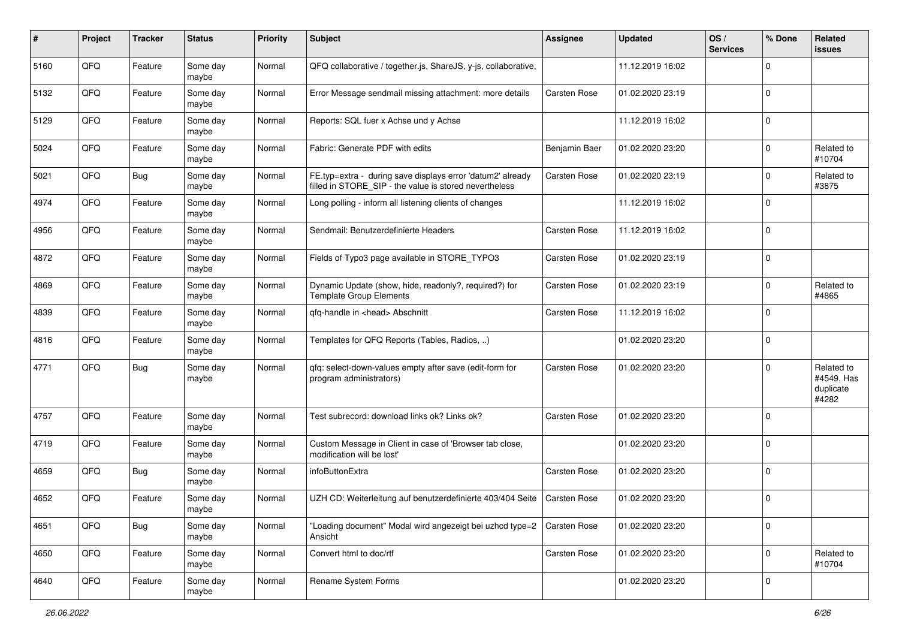| # | Project | Tracker | Status | Priority | Subject | Assignee | Updated | OS / Services | % Done | Related issues |
|---|---|---|---|---|---|---|---|---|---|---|
| 5160 | QFQ | Feature | Some day maybe | Normal | QFQ collaborative / together.js, ShareJS, y-js, collaborative, | | 11.12.2019 16:02 | | 0 | |
| 5132 | QFQ | Feature | Some day maybe | Normal | Error Message sendmail missing attachment: more details | Carsten Rose | 01.02.2020 23:19 | | 0 | |
| 5129 | QFQ | Feature | Some day maybe | Normal | Reports: SQL fuer x Achse und y Achse | | 11.12.2019 16:02 | | 0 | |
| 5024 | QFQ | Feature | Some day maybe | Normal | Fabric: Generate PDF with edits | Benjamin Baer | 01.02.2020 23:20 | | 0 | Related to #10704 |
| 5021 | QFQ | Bug | Some day maybe | Normal | FE.typ=extra - during save displays error 'datum2' already filled in STORE_SIP - the value is stored nevertheless | Carsten Rose | 01.02.2020 23:19 | | 0 | Related to #3875 |
| 4974 | QFQ | Feature | Some day maybe | Normal | Long polling - inform all listening clients of changes | | 11.12.2019 16:02 | | 0 | |
| 4956 | QFQ | Feature | Some day maybe | Normal | Sendmail: Benutzerdefinierte Headers | Carsten Rose | 11.12.2019 16:02 | | 0 | |
| 4872 | QFQ | Feature | Some day maybe | Normal | Fields of Typo3 page available in STORE_TYPO3 | Carsten Rose | 01.02.2020 23:19 | | 0 | |
| 4869 | QFQ | Feature | Some day maybe | Normal | Dynamic Update (show, hide, readonly?, required?) for Template Group Elements | Carsten Rose | 01.02.2020 23:19 | | 0 | Related to #4865 |
| 4839 | QFQ | Feature | Some day maybe | Normal | qfq-handle in <head> Abschnitt | Carsten Rose | 11.12.2019 16:02 | | 0 | |
| 4816 | QFQ | Feature | Some day maybe | Normal | Templates for QFQ Reports (Tables, Radios, ..) | | 01.02.2020 23:20 | | 0 | |
| 4771 | QFQ | Bug | Some day maybe | Normal | qfq: select-down-values empty after save (edit-form for program administrators) | Carsten Rose | 01.02.2020 23:20 | | 0 | Related to #4549, Has duplicate #4282 |
| 4757 | QFQ | Feature | Some day maybe | Normal | Test subrecord: download links ok? Links ok? | Carsten Rose | 01.02.2020 23:20 | | 0 | |
| 4719 | QFQ | Feature | Some day maybe | Normal | Custom Message in Client in case of 'Browser tab close, modification will be lost' | | 01.02.2020 23:20 | | 0 | |
| 4659 | QFQ | Bug | Some day maybe | Normal | infoButtonExtra | Carsten Rose | 01.02.2020 23:20 | | 0 | |
| 4652 | QFQ | Feature | Some day maybe | Normal | UZH CD: Weiterleitung auf benutzerdefinierte 403/404 Seite | Carsten Rose | 01.02.2020 23:20 | | 0 | |
| 4651 | QFQ | Bug | Some day maybe | Normal | "Loading document" Modal wird angezeigt bei uzhcd type=2 Ansicht | Carsten Rose | 01.02.2020 23:20 | | 0 | |
| 4650 | QFQ | Feature | Some day maybe | Normal | Convert html to doc/rtf | Carsten Rose | 01.02.2020 23:20 | | 0 | Related to #10704 |
| 4640 | QFQ | Feature | Some day maybe | Normal | Rename System Forms | | 01.02.2020 23:20 | | 0 | |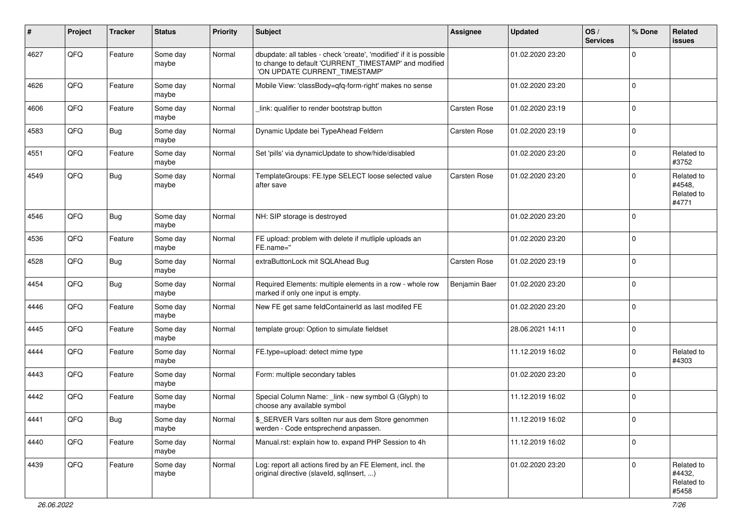| # | Project | Tracker | Status | Priority | Subject | Assignee | Updated | OS / Services | % Done | Related issues |
|---|---|---|---|---|---|---|---|---|---|---|
| 4627 | QFQ | Feature | Some day maybe | Normal | dbupdate: all tables - check 'create', 'modified' if it is possible to change to default 'CURRENT_TIMESTAMP' and modified 'ON UPDATE CURRENT_TIMESTAMP' | | 01.02.2020 23:20 | | 0 | |
| 4626 | QFQ | Feature | Some day maybe | Normal | Mobile View: 'classBody=qfq-form-right' makes no sense | | 01.02.2020 23:20 | | 0 | |
| 4606 | QFQ | Feature | Some day maybe | Normal | _link: qualifier to render bootstrap button | Carsten Rose | 01.02.2020 23:19 | | 0 | |
| 4583 | QFQ | Bug | Some day maybe | Normal | Dynamic Update bei TypeAhead Feldern | Carsten Rose | 01.02.2020 23:19 | | 0 | |
| 4551 | QFQ | Feature | Some day maybe | Normal | Set 'pills' via dynamicUpdate to show/hide/disabled | | 01.02.2020 23:20 | | 0 | Related to #3752 |
| 4549 | QFQ | Bug | Some day maybe | Normal | TemplateGroups: FE.type SELECT loose selected value after save | Carsten Rose | 01.02.2020 23:20 | | 0 | Related to #4548, Related to #4771 |
| 4546 | QFQ | Bug | Some day maybe | Normal | NH: SIP storage is destroyed | | 01.02.2020 23:20 | | 0 | |
| 4536 | QFQ | Feature | Some day maybe | Normal | FE upload: problem with delete if mutliple uploads an FE.name='' | | 01.02.2020 23:20 | | 0 | |
| 4528 | QFQ | Bug | Some day maybe | Normal | extraButtonLock mit SQLAhead Bug | Carsten Rose | 01.02.2020 23:19 | | 0 | |
| 4454 | QFQ | Bug | Some day maybe | Normal | Required Elements: multiple elements in a row - whole row marked if only one input is empty. | Benjamin Baer | 01.02.2020 23:20 | | 0 | |
| 4446 | QFQ | Feature | Some day maybe | Normal | New FE get same feldContainerId as last modifed FE | | 01.02.2020 23:20 | | 0 | |
| 4445 | QFQ | Feature | Some day maybe | Normal | template group: Option to simulate fieldset | | 28.06.2021 14:11 | | 0 | |
| 4444 | QFQ | Feature | Some day maybe | Normal | FE.type=upload: detect mime type | | 11.12.2019 16:02 | | 0 | Related to #4303 |
| 4443 | QFQ | Feature | Some day maybe | Normal | Form: multiple secondary tables | | 01.02.2020 23:20 | | 0 | |
| 4442 | QFQ | Feature | Some day maybe | Normal | Special Column Name: _link - new symbol G (Glyph) to choose any available symbol | | 11.12.2019 16:02 | | 0 | |
| 4441 | QFQ | Bug | Some day maybe | Normal | $_SERVER Vars sollten nur aus dem Store genommen werden - Code entsprechend anpassen. | | 11.12.2019 16:02 | | 0 | |
| 4440 | QFQ | Feature | Some day maybe | Normal | Manual.rst: explain how to. expand PHP Session to 4h | | 11.12.2019 16:02 | | 0 | |
| 4439 | QFQ | Feature | Some day maybe | Normal | Log: report all actions fired by an FE Element, incl. the original directive (slaveId, sqlInsert, ...) | | 01.02.2020 23:20 | | 0 | Related to #4432, Related to #5458 |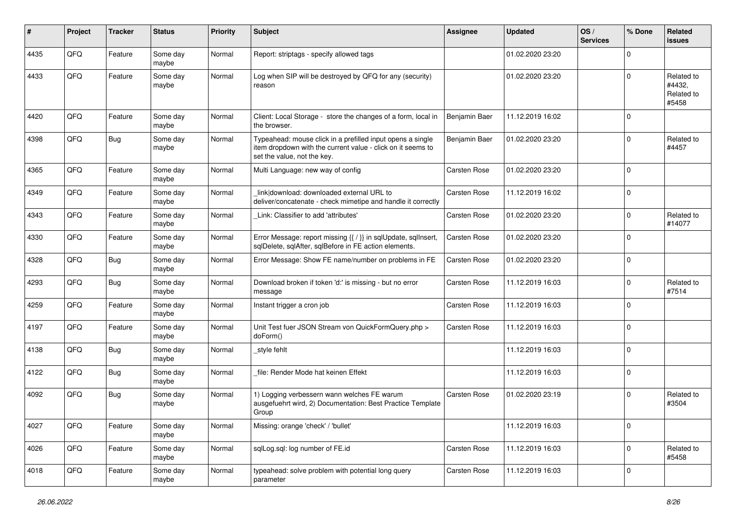| # | Project | Tracker | Status | Priority | Subject | Assignee | Updated | OS / Services | % Done | Related issues |
|---|---|---|---|---|---|---|---|---|---|---|
| 4435 | QFQ | Feature | Some day maybe | Normal | Report: striptags - specify allowed tags | | 01.02.2020 23:20 | | 0 | |
| 4433 | QFQ | Feature | Some day maybe | Normal | Log when SIP will be destroyed by QFQ for any (security) reason | | 01.02.2020 23:20 | | 0 | Related to #4432, Related to #5458 |
| 4420 | QFQ | Feature | Some day maybe | Normal | Client: Local Storage - store the changes of a form, local in the browser. | Benjamin Baer | 11.12.2019 16:02 | | 0 | |
| 4398 | QFQ | Bug | Some day maybe | Normal | Typeahead: mouse click in a prefilled input opens a single item dropdown with the current value - click on it seems to set the value, not the key. | Benjamin Baer | 01.02.2020 23:20 | | 0 | Related to #4457 |
| 4365 | QFQ | Feature | Some day maybe | Normal | Multi Language: new way of config | Carsten Rose | 01.02.2020 23:20 | | 0 | |
| 4349 | QFQ | Feature | Some day maybe | Normal | _link\|download: downloaded external URL to deliver/concatenate - check mimetipe and handle it correctly | Carsten Rose | 11.12.2019 16:02 | | 0 | |
| 4343 | QFQ | Feature | Some day maybe | Normal | _Link: Classifier to add 'attributes' | Carsten Rose | 01.02.2020 23:20 | | 0 | Related to #14077 |
| 4330 | QFQ | Feature | Some day maybe | Normal | Error Message: report missing {{ / }} in sqlUpdate, sqlInsert, sqlDelete, sqlAfter, sqlBefore in FE action elements. | Carsten Rose | 01.02.2020 23:20 | | 0 | |
| 4328 | QFQ | Bug | Some day maybe | Normal | Error Message: Show FE name/number on problems in FE | Carsten Rose | 01.02.2020 23:20 | | 0 | |
| 4293 | QFQ | Bug | Some day maybe | Normal | Download broken if token 'd:' is missing - but no error message | Carsten Rose | 11.12.2019 16:03 | | 0 | Related to #7514 |
| 4259 | QFQ | Feature | Some day maybe | Normal | Instant trigger a cron job | Carsten Rose | 11.12.2019 16:03 | | 0 | |
| 4197 | QFQ | Feature | Some day maybe | Normal | Unit Test fuer JSON Stream von QuickFormQuery.php > doForm() | Carsten Rose | 11.12.2019 16:03 | | 0 | |
| 4138 | QFQ | Bug | Some day maybe | Normal | _style fehlt | | 11.12.2019 16:03 | | 0 | |
| 4122 | QFQ | Bug | Some day maybe | Normal | _file: Render Mode hat keinen Effekt | | 11.12.2019 16:03 | | 0 | |
| 4092 | QFQ | Bug | Some day maybe | Normal | 1) Logging verbessern wann welches FE warum ausgefuehrt wird, 2) Documentation: Best Practice Template Group | Carsten Rose | 01.02.2020 23:19 | | 0 | Related to #3504 |
| 4027 | QFQ | Feature | Some day maybe | Normal | Missing: orange 'check' / 'bullet' | | 11.12.2019 16:03 | | 0 | |
| 4026 | QFQ | Feature | Some day maybe | Normal | sqlLog.sql: log number of FE.id | Carsten Rose | 11.12.2019 16:03 | | 0 | Related to #5458 |
| 4018 | QFQ | Feature | Some day maybe | Normal | typeahead: solve problem with potential long query parameter | Carsten Rose | 11.12.2019 16:03 | | 0 | |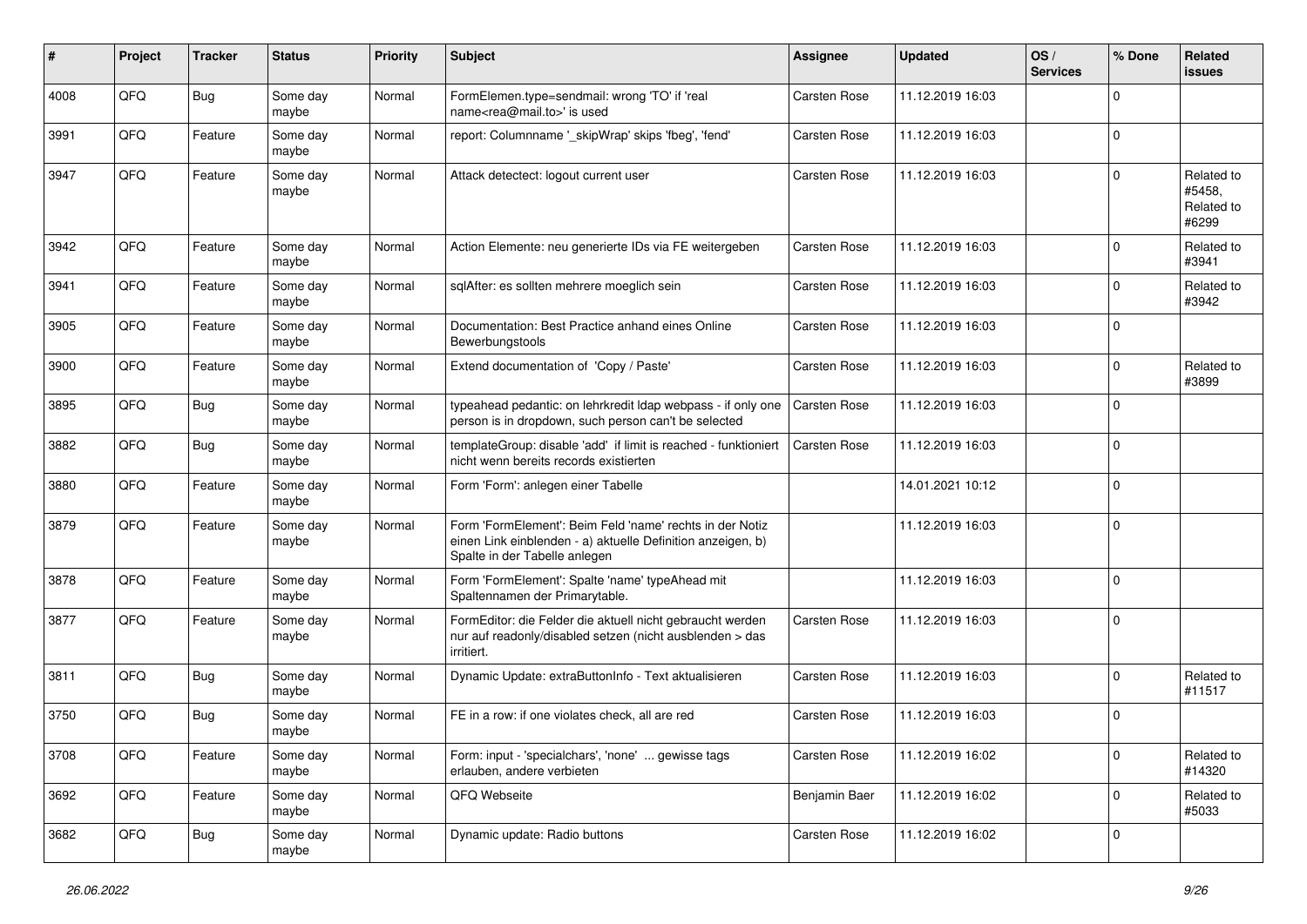| # | Project | Tracker | Status | Priority | Subject | Assignee | Updated | OS / Services | % Done | Related issues |
|---|---|---|---|---|---|---|---|---|---|---|
| 4008 | QFQ | Bug | Some day maybe | Normal | FormElemen.type=sendmail: wrong 'TO' if 'real name<rea@mail.to>' is used | Carsten Rose | 11.12.2019 16:03 | | 0 | |
| 3991 | QFQ | Feature | Some day maybe | Normal | report: Columnname '_skipWrap' skips 'fbeg', 'fend' | Carsten Rose | 11.12.2019 16:03 | | 0 | |
| 3947 | QFQ | Feature | Some day maybe | Normal | Attack detectect: logout current user | Carsten Rose | 11.12.2019 16:03 | | 0 | Related to #5458, Related to #6299 |
| 3942 | QFQ | Feature | Some day maybe | Normal | Action Elemente: neu generierte IDs via FE weitergeben | Carsten Rose | 11.12.2019 16:03 | | 0 | Related to #3941 |
| 3941 | QFQ | Feature | Some day maybe | Normal | sqlAfter: es sollten mehrere moeglich sein | Carsten Rose | 11.12.2019 16:03 | | 0 | Related to #3942 |
| 3905 | QFQ | Feature | Some day maybe | Normal | Documentation: Best Practice anhand eines Online Bewerbungstools | Carsten Rose | 11.12.2019 16:03 | | 0 | |
| 3900 | QFQ | Feature | Some day maybe | Normal | Extend documentation of 'Copy / Paste' | Carsten Rose | 11.12.2019 16:03 | | 0 | Related to #3899 |
| 3895 | QFQ | Bug | Some day maybe | Normal | typeahead pedantic: on lehrkredit ldap webpass - if only one person is in dropdown, such person can't be selected | Carsten Rose | 11.12.2019 16:03 | | 0 | |
| 3882 | QFQ | Bug | Some day maybe | Normal | templateGroup: disable 'add' if limit is reached - funktioniert nicht wenn bereits records existierten | Carsten Rose | 11.12.2019 16:03 | | 0 | |
| 3880 | QFQ | Feature | Some day maybe | Normal | Form 'Form': anlegen einer Tabelle | | 14.01.2021 10:12 | | 0 | |
| 3879 | QFQ | Feature | Some day maybe | Normal | Form 'FormElement': Beim Feld 'name' rechts in der Notiz einen Link einblenden - a) aktuelle Definition anzeigen, b) Spalte in der Tabelle anlegen | | 11.12.2019 16:03 | | 0 | |
| 3878 | QFQ | Feature | Some day maybe | Normal | Form 'FormElement': Spalte 'name' typeAhead mit Spaltennamen der Primarytable. | | 11.12.2019 16:03 | | 0 | |
| 3877 | QFQ | Feature | Some day maybe | Normal | FormEditor: die Felder die aktuell nicht gebraucht werden nur auf readonly/disabled setzen (nicht ausblenden > das irritiert. | Carsten Rose | 11.12.2019 16:03 | | 0 | |
| 3811 | QFQ | Bug | Some day maybe | Normal | Dynamic Update: extraButtonInfo - Text aktualisieren | Carsten Rose | 11.12.2019 16:03 | | 0 | Related to #11517 |
| 3750 | QFQ | Bug | Some day maybe | Normal | FE in a row: if one violates check, all are red | Carsten Rose | 11.12.2019 16:03 | | 0 | |
| 3708 | QFQ | Feature | Some day maybe | Normal | Form: input - 'specialchars', 'none' ... gewisse tags erlauben, andere verbieten | Carsten Rose | 11.12.2019 16:02 | | 0 | Related to #14320 |
| 3692 | QFQ | Feature | Some day maybe | Normal | QFQ Webseite | Benjamin Baer | 11.12.2019 16:02 | | 0 | Related to #5033 |
| 3682 | QFQ | Bug | Some day maybe | Normal | Dynamic update: Radio buttons | Carsten Rose | 11.12.2019 16:02 | | 0 | |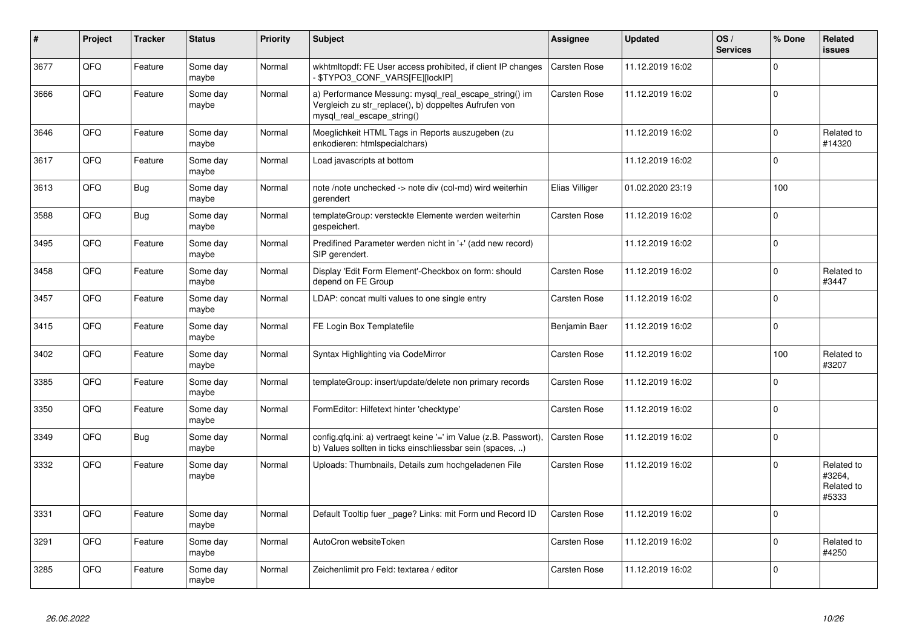| # | Project | Tracker | Status | Priority | Subject | Assignee | Updated | OS / Services | % Done | Related issues |
|---|---|---|---|---|---|---|---|---|---|---|
| 3677 | QFQ | Feature | Some day maybe | Normal | wkhtmltopdf: FE User access prohibited, if client IP changes - $TYPO3_CONF_VARS[FE][lockIP] | Carsten Rose | 11.12.2019 16:02 | | 0 | |
| 3666 | QFQ | Feature | Some day maybe | Normal | a) Performance Messung: mysql_real_escape_string() im Vergleich zu str_replace(), b) doppeltes Aufrufen von mysql_real_escape_string() | Carsten Rose | 11.12.2019 16:02 | | 0 | |
| 3646 | QFQ | Feature | Some day maybe | Normal | Moeglichkeit HTML Tags in Reports auszugeben (zu enkodieren: htmlspecialchars) | | 11.12.2019 16:02 | | 0 | Related to #14320 |
| 3617 | QFQ | Feature | Some day maybe | Normal | Load javascripts at bottom | | 11.12.2019 16:02 | | 0 | |
| 3613 | QFQ | Bug | Some day maybe | Normal | note /note unchecked -> note div (col-md) wird weiterhin gerendert | Elias Villiger | 01.02.2020 23:19 | | 100 | |
| 3588 | QFQ | Bug | Some day maybe | Normal | templateGroup: versteckte Elemente werden weiterhin gespeichert. | Carsten Rose | 11.12.2019 16:02 | | 0 | |
| 3495 | QFQ | Feature | Some day maybe | Normal | Predifined Parameter werden nicht in '+' (add new record) SIP gerendert. | | 11.12.2019 16:02 | | 0 | |
| 3458 | QFQ | Feature | Some day maybe | Normal | Display 'Edit Form Element'-Checkbox on form: should depend on FE Group | Carsten Rose | 11.12.2019 16:02 | | 0 | Related to #3447 |
| 3457 | QFQ | Feature | Some day maybe | Normal | LDAP: concat multi values to one single entry | Carsten Rose | 11.12.2019 16:02 | | 0 | |
| 3415 | QFQ | Feature | Some day maybe | Normal | FE Login Box Templatefile | Benjamin Baer | 11.12.2019 16:02 | | 0 | |
| 3402 | QFQ | Feature | Some day maybe | Normal | Syntax Highlighting via CodeMirror | Carsten Rose | 11.12.2019 16:02 | | 100 | Related to #3207 |
| 3385 | QFQ | Feature | Some day maybe | Normal | templateGroup: insert/update/delete non primary records | Carsten Rose | 11.12.2019 16:02 | | 0 | |
| 3350 | QFQ | Feature | Some day maybe | Normal | FormEditor: Hilfetext hinter 'checktype' | Carsten Rose | 11.12.2019 16:02 | | 0 | |
| 3349 | QFQ | Bug | Some day maybe | Normal | config.qfq.ini: a) vertraegt keine '=' im Value (z.B. Passwort), b) Values sollten in ticks einschliessbar sein (spaces, ..) | Carsten Rose | 11.12.2019 16:02 | | 0 | |
| 3332 | QFQ | Feature | Some day maybe | Normal | Uploads: Thumbnails, Details zum hochgeladenen File | Carsten Rose | 11.12.2019 16:02 | | 0 | Related to #3264, Related to #5333 |
| 3331 | QFQ | Feature | Some day maybe | Normal | Default Tooltip fuer _page? Links: mit Form und Record ID | Carsten Rose | 11.12.2019 16:02 | | 0 | |
| 3291 | QFQ | Feature | Some day maybe | Normal | AutoCron websiteToken | Carsten Rose | 11.12.2019 16:02 | | 0 | Related to #4250 |
| 3285 | QFQ | Feature | Some day maybe | Normal | Zeichenlimit pro Feld: textarea / editor | Carsten Rose | 11.12.2019 16:02 | | 0 | |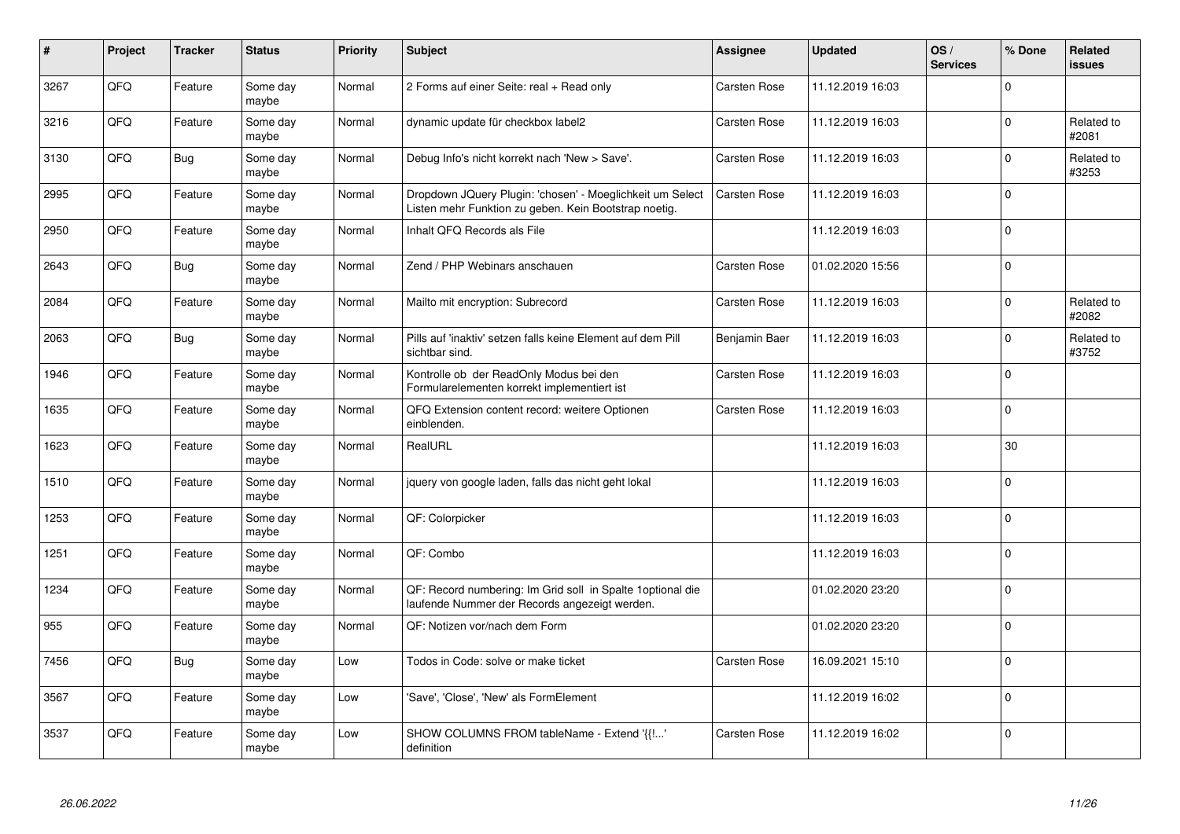| # | Project | Tracker | Status | Priority | Subject | Assignee | Updated | OS / Services | % Done | Related issues |
|---|---|---|---|---|---|---|---|---|---|---|
| 3267 | QFQ | Feature | Some day maybe | Normal | 2 Forms auf einer Seite: real + Read only | Carsten Rose | 11.12.2019 16:03 | | 0 | |
| 3216 | QFQ | Feature | Some day maybe | Normal | dynamic update für checkbox label2 | Carsten Rose | 11.12.2019 16:03 | | 0 | Related to #2081 |
| 3130 | QFQ | Bug | Some day maybe | Normal | Debug Info's nicht korrekt nach 'New > Save'. | Carsten Rose | 11.12.2019 16:03 | | 0 | Related to #3253 |
| 2995 | QFQ | Feature | Some day maybe | Normal | Dropdown JQuery Plugin: 'chosen' - Moeglichkeit um Select Listen mehr Funktion zu geben. Kein Bootstrap noetig. | Carsten Rose | 11.12.2019 16:03 | | 0 | |
| 2950 | QFQ | Feature | Some day maybe | Normal | Inhalt QFQ Records als File | | 11.12.2019 16:03 | | 0 | |
| 2643 | QFQ | Bug | Some day maybe | Normal | Zend / PHP Webinars anschauen | Carsten Rose | 01.02.2020 15:56 | | 0 | |
| 2084 | QFQ | Feature | Some day maybe | Normal | Mailto mit encryption: Subrecord | Carsten Rose | 11.12.2019 16:03 | | 0 | Related to #2082 |
| 2063 | QFQ | Bug | Some day maybe | Normal | Pills auf 'inaktiv' setzen falls keine Element auf dem Pill sichtbar sind. | Benjamin Baer | 11.12.2019 16:03 | | 0 | Related to #3752 |
| 1946 | QFQ | Feature | Some day maybe | Normal | Kontrolle ob der ReadOnly Modus bei den Formularelementen korrekt implementiert ist | Carsten Rose | 11.12.2019 16:03 | | 0 | |
| 1635 | QFQ | Feature | Some day maybe | Normal | QFQ Extension content record: weitere Optionen einblenden. | Carsten Rose | 11.12.2019 16:03 | | 0 | |
| 1623 | QFQ | Feature | Some day maybe | Normal | RealURL | | 11.12.2019 16:03 | | 30 | |
| 1510 | QFQ | Feature | Some day maybe | Normal | jquery von google laden, falls das nicht geht lokal | | 11.12.2019 16:03 | | 0 | |
| 1253 | QFQ | Feature | Some day maybe | Normal | QF: Colorpicker | | 11.12.2019 16:03 | | 0 | |
| 1251 | QFQ | Feature | Some day maybe | Normal | QF: Combo | | 11.12.2019 16:03 | | 0 | |
| 1234 | QFQ | Feature | Some day maybe | Normal | QF: Record numbering: Im Grid soll in Spalte 1optional die laufende Nummer der Records angezeigt werden. | | 01.02.2020 23:20 | | 0 | |
| 955 | QFQ | Feature | Some day maybe | Normal | QF: Notizen vor/nach dem Form | | 01.02.2020 23:20 | | 0 | |
| 7456 | QFQ | Bug | Some day maybe | Low | Todos in Code: solve or make ticket | Carsten Rose | 16.09.2021 15:10 | | 0 | |
| 3567 | QFQ | Feature | Some day maybe | Low | 'Save', 'Close', 'New' als FormElement | | 11.12.2019 16:02 | | 0 | |
| 3537 | QFQ | Feature | Some day maybe | Low | SHOW COLUMNS FROM tableName - Extend '{{!...' definition | Carsten Rose | 11.12.2019 16:02 | | 0 | |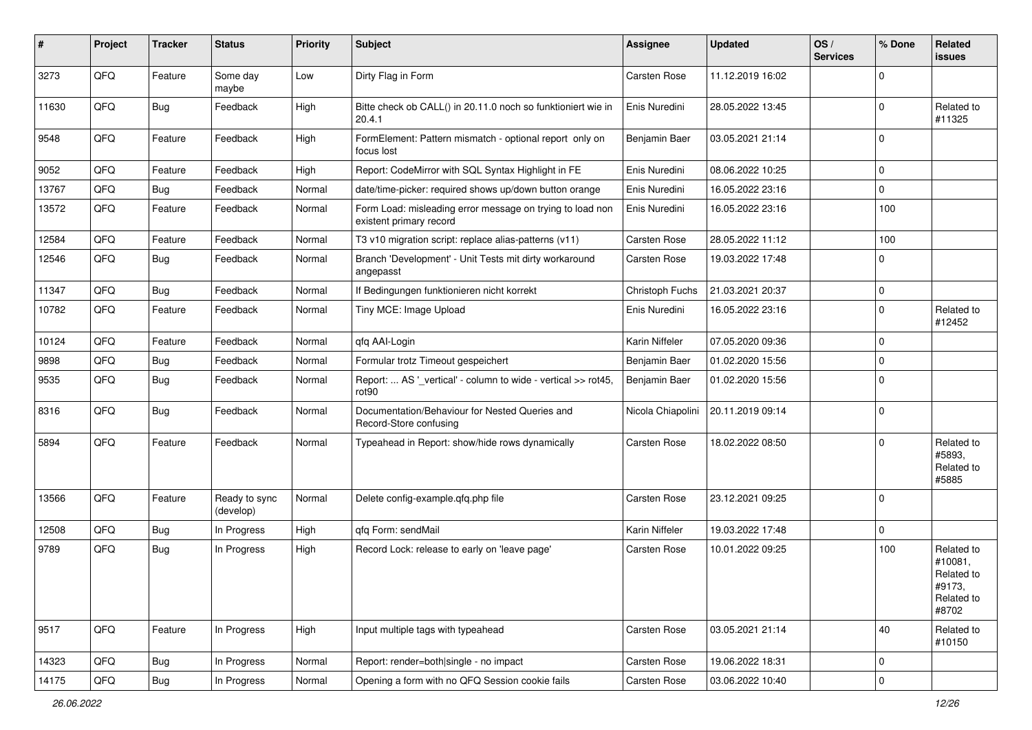| # | Project | Tracker | Status | Priority | Subject | Assignee | Updated | OS / Services | % Done | Related issues |
|---|---|---|---|---|---|---|---|---|---|---|
| 3273 | QFQ | Feature | Some day maybe | Low | Dirty Flag in Form | Carsten Rose | 11.12.2019 16:02 | | 0 | |
| 11630 | QFQ | Bug | Feedback | High | Bitte check ob CALL() in 20.11.0 noch so funktioniert wie in 20.4.1 | Enis Nuredini | 28.05.2022 13:45 | | 0 | Related to #11325 |
| 9548 | QFQ | Feature | Feedback | High | FormElement: Pattern mismatch - optional report only on focus lost | Benjamin Baer | 03.05.2021 21:14 | | 0 | |
| 9052 | QFQ | Feature | Feedback | High | Report: CodeMirror with SQL Syntax Highlight in FE | Enis Nuredini | 08.06.2022 10:25 | | 0 | |
| 13767 | QFQ | Bug | Feedback | Normal | date/time-picker: required shows up/down button orange | Enis Nuredini | 16.05.2022 23:16 | | 0 | |
| 13572 | QFQ | Feature | Feedback | Normal | Form Load: misleading error message on trying to load non existent primary record | Enis Nuredini | 16.05.2022 23:16 | | 100 | |
| 12584 | QFQ | Feature | Feedback | Normal | T3 v10 migration script: replace alias-patterns (v11) | Carsten Rose | 28.05.2022 11:12 | | 100 | |
| 12546 | QFQ | Bug | Feedback | Normal | Branch 'Development' - Unit Tests mit dirty workaround angepasst | Carsten Rose | 19.03.2022 17:48 | | 0 | |
| 11347 | QFQ | Bug | Feedback | Normal | If Bedingungen funktionieren nicht korrekt | Christoph Fuchs | 21.03.2021 20:37 | | 0 | |
| 10782 | QFQ | Feature | Feedback | Normal | Tiny MCE: Image Upload | Enis Nuredini | 16.05.2022 23:16 | | 0 | Related to #12452 |
| 10124 | QFQ | Feature | Feedback | Normal | qfq AAI-Login | Karin Niffeler | 07.05.2020 09:36 | | 0 | |
| 9898 | QFQ | Bug | Feedback | Normal | Formular trotz Timeout gespeichert | Benjamin Baer | 01.02.2020 15:56 | | 0 | |
| 9535 | QFQ | Bug | Feedback | Normal | Report: ... AS '_vertical' - column to wide - vertical >> rot45, rot90 | Benjamin Baer | 01.02.2020 15:56 | | 0 | |
| 8316 | QFQ | Bug | Feedback | Normal | Documentation/Behaviour for Nested Queries and Record-Store confusing | Nicola Chiapolini | 20.11.2019 09:14 | | 0 | |
| 5894 | QFQ | Feature | Feedback | Normal | Typeahead in Report: show/hide rows dynamically | Carsten Rose | 18.02.2022 08:50 | | 0 | Related to #5893, Related to #5885 |
| 13566 | QFQ | Feature | Ready to sync (develop) | Normal | Delete config-example.qfq.php file | Carsten Rose | 23.12.2021 09:25 | | 0 | |
| 12508 | QFQ | Bug | In Progress | High | qfq Form: sendMail | Karin Niffeler | 19.03.2022 17:48 | | 0 | |
| 9789 | QFQ | Bug | In Progress | High | Record Lock: release to early on 'leave page' | Carsten Rose | 10.01.2022 09:25 | | 100 | Related to #10081, Related to #9173, Related to #8702 |
| 9517 | QFQ | Feature | In Progress | High | Input multiple tags with typeahead | Carsten Rose | 03.05.2021 21:14 | | 40 | Related to #10150 |
| 14323 | QFQ | Bug | In Progress | Normal | Report: render=both\|single - no impact | Carsten Rose | 19.06.2022 18:31 | | 0 | |
| 14175 | QFQ | Bug | In Progress | Normal | Opening a form with no QFQ Session cookie fails | Carsten Rose | 03.06.2022 10:40 | | 0 | |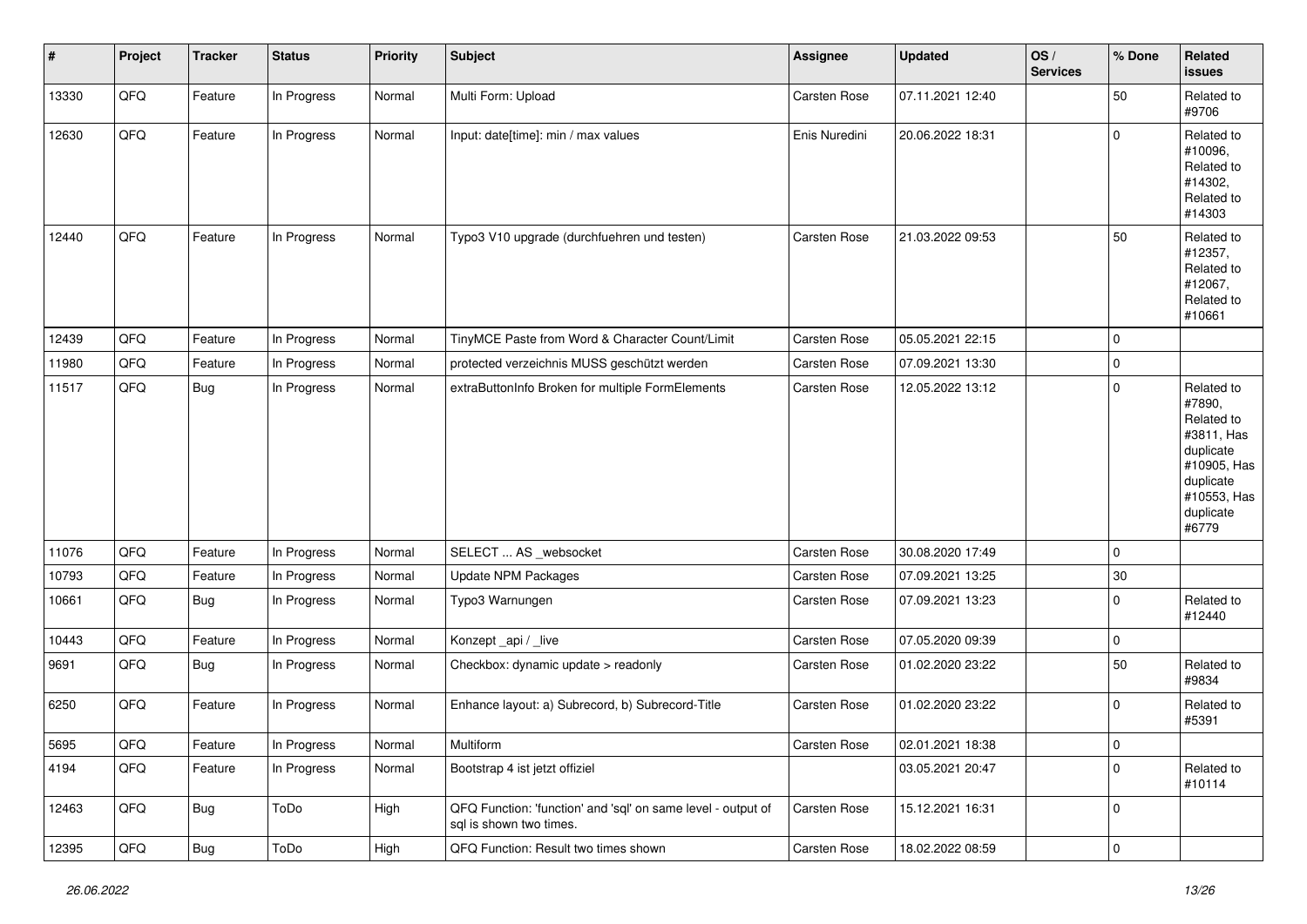| # | Project | Tracker | Status | Priority | Subject | Assignee | Updated | OS / Services | % Done | Related issues |
|---|---|---|---|---|---|---|---|---|---|---|
| 13330 | QFQ | Feature | In Progress | Normal | Multi Form: Upload | Carsten Rose | 07.11.2021 12:40 | | 50 | Related to #9706 |
| 12630 | QFQ | Feature | In Progress | Normal | Input: date[time]: min / max values | Enis Nuredini | 20.06.2022 18:31 | | 0 | Related to #10096, Related to #14302, Related to #14303 |
| 12440 | QFQ | Feature | In Progress | Normal | Typo3 V10 upgrade (durchfuehren und testen) | Carsten Rose | 21.03.2022 09:53 | | 50 | Related to #12357, Related to #12067, Related to #10661 |
| 12439 | QFQ | Feature | In Progress | Normal | TinyMCE Paste from Word & Character Count/Limit | Carsten Rose | 05.05.2021 22:15 | | 0 | |
| 11980 | QFQ | Feature | In Progress | Normal | protected verzeichnis MUSS geschützt werden | Carsten Rose | 07.09.2021 13:30 | | 0 | |
| 11517 | QFQ | Bug | In Progress | Normal | extraButtonInfo Broken for multiple FormElements | Carsten Rose | 12.05.2022 13:12 | | 0 | Related to #7890, Related to #3811, Has duplicate #10905, Has duplicate #10553, Has duplicate #6779 |
| 11076 | QFQ | Feature | In Progress | Normal | SELECT ... AS _websocket | Carsten Rose | 30.08.2020 17:49 | | 0 | |
| 10793 | QFQ | Feature | In Progress | Normal | Update NPM Packages | Carsten Rose | 07.09.2021 13:25 | | 30 | |
| 10661 | QFQ | Bug | In Progress | Normal | Typo3 Warnungen | Carsten Rose | 07.09.2021 13:23 | | 0 | Related to #12440 |
| 10443 | QFQ | Feature | In Progress | Normal | Konzept _api / _live | Carsten Rose | 07.05.2020 09:39 | | 0 | |
| 9691 | QFQ | Bug | In Progress | Normal | Checkbox: dynamic update > readonly | Carsten Rose | 01.02.2020 23:22 | | 50 | Related to #9834 |
| 6250 | QFQ | Feature | In Progress | Normal | Enhance layout: a) Subrecord, b) Subrecord-Title | Carsten Rose | 01.02.2020 23:22 | | 0 | Related to #5391 |
| 5695 | QFQ | Feature | In Progress | Normal | Multiform | Carsten Rose | 02.01.2021 18:38 | | 0 | |
| 4194 | QFQ | Feature | In Progress | Normal | Bootstrap 4 ist jetzt offiziel | | 03.05.2021 20:47 | | 0 | Related to #10114 |
| 12463 | QFQ | Bug | ToDo | High | QFQ Function: 'function' and 'sql' on same level - output of sql is shown two times. | Carsten Rose | 15.12.2021 16:31 | | 0 | |
| 12395 | QFQ | Bug | ToDo | High | QFQ Function: Result two times shown | Carsten Rose | 18.02.2022 08:59 | | 0 | |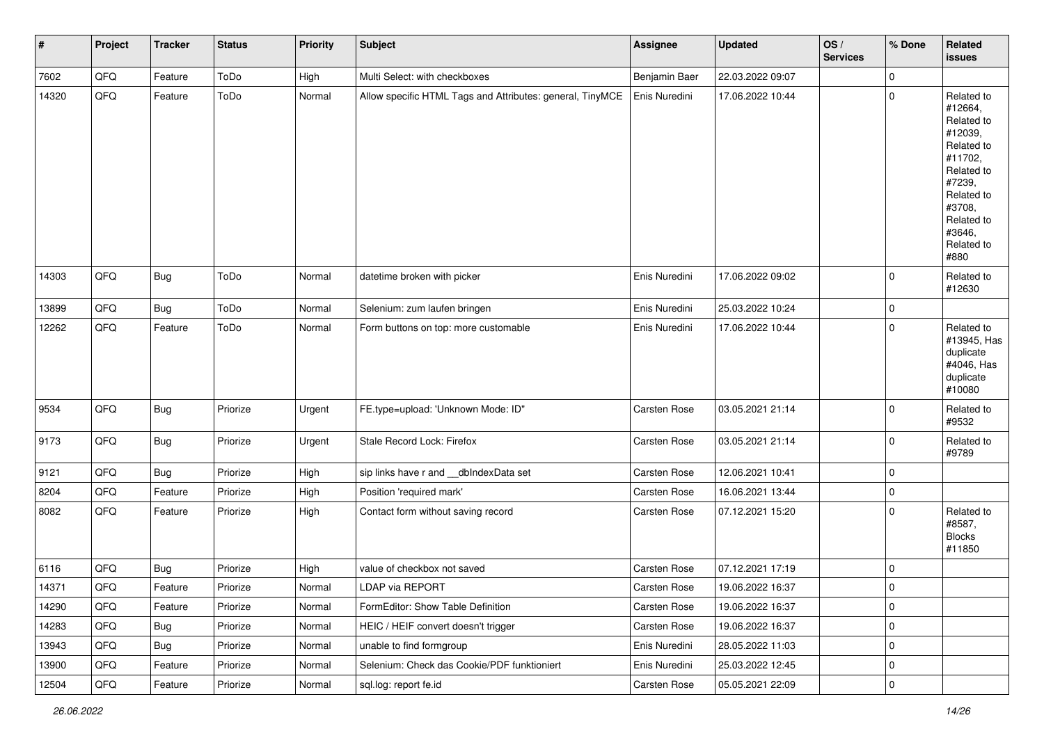| # | Project | Tracker | Status | Priority | Subject | Assignee | Updated | OS / Services | % Done | Related issues |
|---|---|---|---|---|---|---|---|---|---|---|
| 7602 | QFQ | Feature | ToDo | High | Multi Select: with checkboxes | Benjamin Baer | 22.03.2022 09:07 | | 0 | |
| 14320 | QFQ | Feature | ToDo | Normal | Allow specific HTML Tags and Attributes: general, TinyMCE | Enis Nuredini | 17.06.2022 10:44 | | 0 | Related to #12664, Related to #12039, Related to #11702, Related to #7239, Related to #3708, Related to #3646, Related to #880 |
| 14303 | QFQ | Bug | ToDo | Normal | datetime broken with picker | Enis Nuredini | 17.06.2022 09:02 | | 0 | Related to #12630 |
| 13899 | QFQ | Bug | ToDo | Normal | Selenium: zum laufen bringen | Enis Nuredini | 25.03.2022 10:24 | | 0 | |
| 12262 | QFQ | Feature | ToDo | Normal | Form buttons on top: more customable | Enis Nuredini | 17.06.2022 10:44 | | 0 | Related to #13945, Has duplicate #4046, Has duplicate #10080 |
| 9534 | QFQ | Bug | Priorize | Urgent | FE.type=upload: 'Unknown Mode: ID" | Carsten Rose | 03.05.2021 21:14 | | 0 | Related to #9532 |
| 9173 | QFQ | Bug | Priorize | Urgent | Stale Record Lock: Firefox | Carsten Rose | 03.05.2021 21:14 | | 0 | Related to #9789 |
| 9121 | QFQ | Bug | Priorize | High | sip links have r and __dbIndexData set | Carsten Rose | 12.06.2021 10:41 | | 0 | |
| 8204 | QFQ | Feature | Priorize | High | Position 'required mark' | Carsten Rose | 16.06.2021 13:44 | | 0 | |
| 8082 | QFQ | Feature | Priorize | High | Contact form without saving record | Carsten Rose | 07.12.2021 15:20 | | 0 | Related to #8587, Blocks #11850 |
| 6116 | QFQ | Bug | Priorize | High | value of checkbox not saved | Carsten Rose | 07.12.2021 17:19 | | 0 | |
| 14371 | QFQ | Feature | Priorize | Normal | LDAP via REPORT | Carsten Rose | 19.06.2022 16:37 | | 0 | |
| 14290 | QFQ | Feature | Priorize | Normal | FormEditor: Show Table Definition | Carsten Rose | 19.06.2022 16:37 | | 0 | |
| 14283 | QFQ | Bug | Priorize | Normal | HEIC / HEIF convert doesn't trigger | Carsten Rose | 19.06.2022 16:37 | | 0 | |
| 13943 | QFQ | Bug | Priorize | Normal | unable to find formgroup | Enis Nuredini | 28.05.2022 11:03 | | 0 | |
| 13900 | QFQ | Feature | Priorize | Normal | Selenium: Check das Cookie/PDF funktioniert | Enis Nuredini | 25.03.2022 12:45 | | 0 | |
| 12504 | QFQ | Feature | Priorize | Normal | sql.log: report fe.id | Carsten Rose | 05.05.2021 22:09 | | 0 | |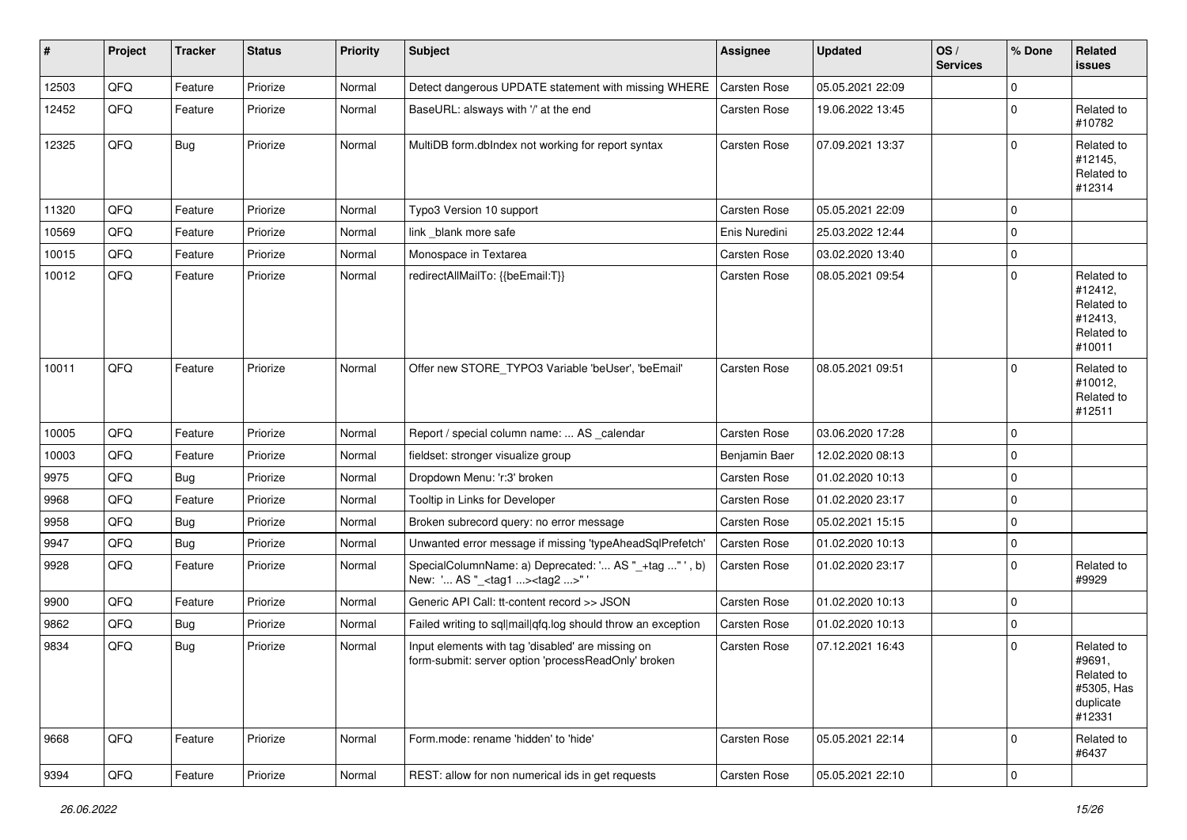| # | Project | Tracker | Status | Priority | Subject | Assignee | Updated | OS / Services | % Done | Related issues |
|---|---|---|---|---|---|---|---|---|---|---|
| 12503 | QFQ | Feature | Priorize | Normal | Detect dangerous UPDATE statement with missing WHERE | Carsten Rose | 05.05.2021 22:09 | | 0 | |
| 12452 | QFQ | Feature | Priorize | Normal | BaseURL: alsways with '/' at the end | Carsten Rose | 19.06.2022 13:45 | | 0 | Related to #10782 |
| 12325 | QFQ | Bug | Priorize | Normal | MultiDB form.dbIndex not working for report syntax | Carsten Rose | 07.09.2021 13:37 | | 0 | Related to #12145, Related to #12314 |
| 11320 | QFQ | Feature | Priorize | Normal | Typo3 Version 10 support | Carsten Rose | 05.05.2021 22:09 | | 0 | |
| 10569 | QFQ | Feature | Priorize | Normal | link _blank more safe | Enis Nuredini | 25.03.2022 12:44 | | 0 | |
| 10015 | QFQ | Feature | Priorize | Normal | Monospace in Textarea | Carsten Rose | 03.02.2020 13:40 | | 0 | |
| 10012 | QFQ | Feature | Priorize | Normal | redirectAllMailTo: {{beEmail:T}} | Carsten Rose | 08.05.2021 09:54 | | 0 | Related to #12412, Related to #12413, Related to #10011 |
| 10011 | QFQ | Feature | Priorize | Normal | Offer new STORE_TYPO3 Variable 'beUser', 'beEmail' | Carsten Rose | 08.05.2021 09:51 | | 0 | Related to #10012, Related to #12511 |
| 10005 | QFQ | Feature | Priorize | Normal | Report / special column name: ... AS _calendar | Carsten Rose | 03.06.2020 17:28 | | 0 | |
| 10003 | QFQ | Feature | Priorize | Normal | fieldset: stronger visualize group | Benjamin Baer | 12.02.2020 08:13 | | 0 | |
| 9975 | QFQ | Bug | Priorize | Normal | Dropdown Menu: 'r:3' broken | Carsten Rose | 01.02.2020 10:13 | | 0 | |
| 9968 | QFQ | Feature | Priorize | Normal | Tooltip in Links for Developer | Carsten Rose | 01.02.2020 23:17 | | 0 | |
| 9958 | QFQ | Bug | Priorize | Normal | Broken subrecord query: no error message | Carsten Rose | 05.02.2021 15:15 | | 0 | |
| 9947 | QFQ | Bug | Priorize | Normal | Unwanted error message if missing 'typeAheadSqlPrefetch' | Carsten Rose | 01.02.2020 10:13 | | 0 | |
| 9928 | QFQ | Feature | Priorize | Normal | SpecialColumnName: a) Deprecated: '... AS "_+tag ..." ', b) New: '... AS "_<tag1 ...><tag2 ...>" ' | Carsten Rose | 01.02.2020 23:17 | | 0 | Related to #9929 |
| 9900 | QFQ | Feature | Priorize | Normal | Generic API Call: tt-content record >> JSON | Carsten Rose | 01.02.2020 10:13 | | 0 | |
| 9862 | QFQ | Bug | Priorize | Normal | Failed writing to sql\|mail\|qfq.log should throw an exception | Carsten Rose | 01.02.2020 10:13 | | 0 | |
| 9834 | QFQ | Bug | Priorize | Normal | Input elements with tag 'disabled' are missing on form-submit: server option 'processReadOnly' broken | Carsten Rose | 07.12.2021 16:43 | | 0 | Related to #9691, Related to #5305, Has duplicate #12331 |
| 9668 | QFQ | Feature | Priorize | Normal | Form.mode: rename 'hidden' to 'hide' | Carsten Rose | 05.05.2021 22:14 | | 0 | Related to #6437 |
| 9394 | QFQ | Feature | Priorize | Normal | REST: allow for non numerical ids in get requests | Carsten Rose | 05.05.2021 22:10 | | 0 | |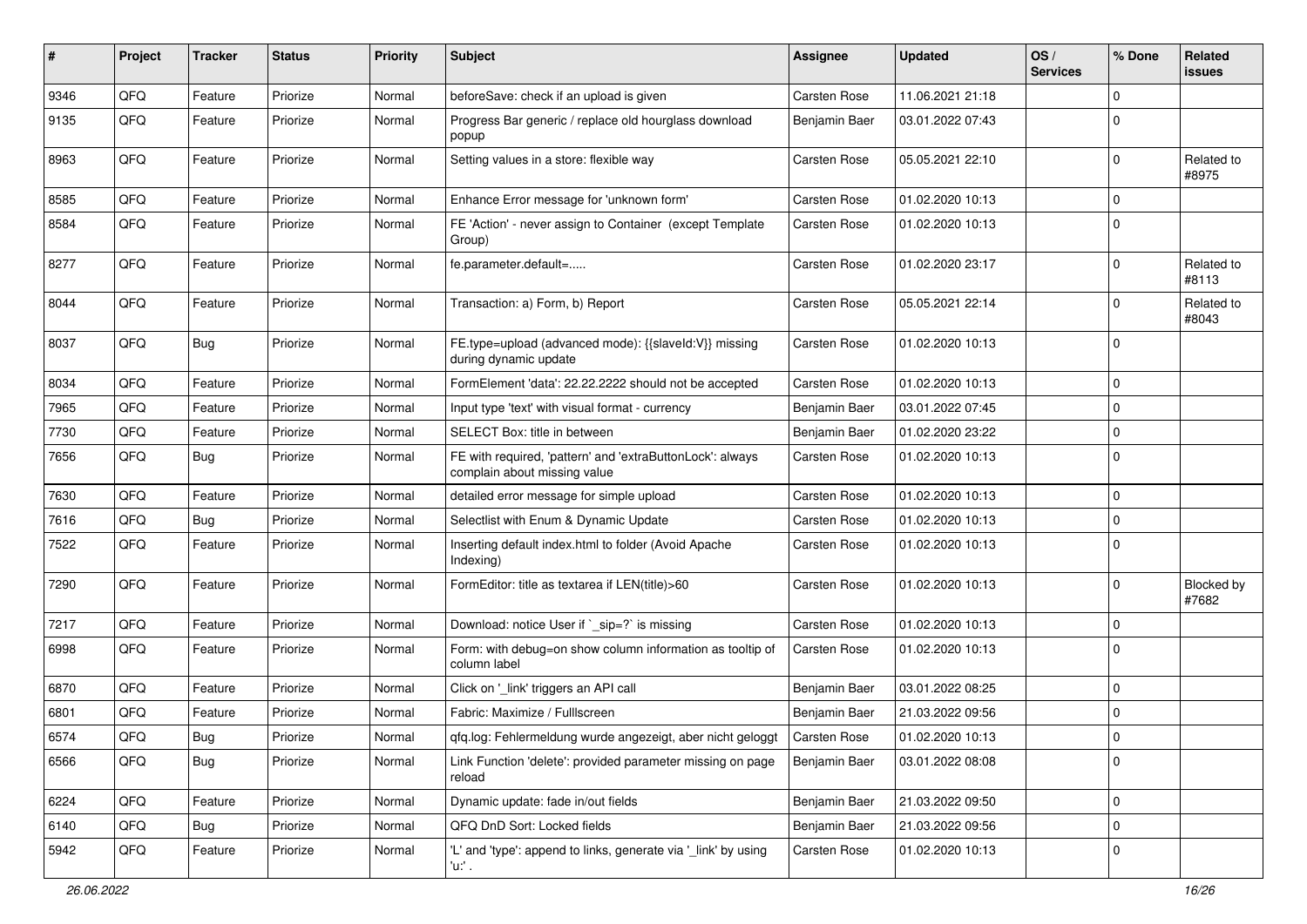| # | Project | Tracker | Status | Priority | Subject | Assignee | Updated | OS / Services | % Done | Related issues |
|---|---|---|---|---|---|---|---|---|---|---|
| 9346 | QFQ | Feature | Priorize | Normal | beforeSave: check if an upload is given | Carsten Rose | 11.06.2021 21:18 | | 0 | |
| 9135 | QFQ | Feature | Priorize | Normal | Progress Bar generic / replace old hourglass download popup | Benjamin Baer | 03.01.2022 07:43 | | 0 | |
| 8963 | QFQ | Feature | Priorize | Normal | Setting values in a store: flexible way | Carsten Rose | 05.05.2021 22:10 | | 0 | Related to #8975 |
| 8585 | QFQ | Feature | Priorize | Normal | Enhance Error message for 'unknown form' | Carsten Rose | 01.02.2020 10:13 | | 0 | |
| 8584 | QFQ | Feature | Priorize | Normal | FE 'Action' - never assign to Container (except Template Group) | Carsten Rose | 01.02.2020 10:13 | | 0 | |
| 8277 | QFQ | Feature | Priorize | Normal | fe.parameter.default=..... | Carsten Rose | 01.02.2020 23:17 | | 0 | Related to #8113 |
| 8044 | QFQ | Feature | Priorize | Normal | Transaction: a) Form, b) Report | Carsten Rose | 05.05.2021 22:14 | | 0 | Related to #8043 |
| 8037 | QFQ | Bug | Priorize | Normal | FE.type=upload (advanced mode): {{slaveId:V}} missing during dynamic update | Carsten Rose | 01.02.2020 10:13 | | 0 | |
| 8034 | QFQ | Feature | Priorize | Normal | FormElement 'data': 22.22.2222 should not be accepted | Carsten Rose | 01.02.2020 10:13 | | 0 | |
| 7965 | QFQ | Feature | Priorize | Normal | Input type 'text' with visual format - currency | Benjamin Baer | 03.01.2022 07:45 | | 0 | |
| 7730 | QFQ | Feature | Priorize | Normal | SELECT Box: title in between | Benjamin Baer | 01.02.2020 23:22 | | 0 | |
| 7656 | QFQ | Bug | Priorize | Normal | FE with required, 'pattern' and 'extraButtonLock': always complain about missing value | Carsten Rose | 01.02.2020 10:13 | | 0 | |
| 7630 | QFQ | Feature | Priorize | Normal | detailed error message for simple upload | Carsten Rose | 01.02.2020 10:13 | | 0 | |
| 7616 | QFQ | Bug | Priorize | Normal | Selectlist with Enum & Dynamic Update | Carsten Rose | 01.02.2020 10:13 | | 0 | |
| 7522 | QFQ | Feature | Priorize | Normal | Inserting default index.html to folder (Avoid Apache Indexing) | Carsten Rose | 01.02.2020 10:13 | | 0 | |
| 7290 | QFQ | Feature | Priorize | Normal | FormEditor: title as textarea if LEN(title)>60 | Carsten Rose | 01.02.2020 10:13 | | 0 | Blocked by #7682 |
| 7217 | QFQ | Feature | Priorize | Normal | Download: notice User if `_sip=?` is missing | Carsten Rose | 01.02.2020 10:13 | | 0 | |
| 6998 | QFQ | Feature | Priorize | Normal | Form: with debug=on show column information as tooltip of column label | Carsten Rose | 01.02.2020 10:13 | | 0 | |
| 6870 | QFQ | Feature | Priorize | Normal | Click on '_link' triggers an API call | Benjamin Baer | 03.01.2022 08:25 | | 0 | |
| 6801 | QFQ | Feature | Priorize | Normal | Fabric: Maximize / Fulllscreen | Benjamin Baer | 21.03.2022 09:56 | | 0 | |
| 6574 | QFQ | Bug | Priorize | Normal | qfq.log: Fehlermeldung wurde angezeigt, aber nicht geloggt | Carsten Rose | 01.02.2020 10:13 | | 0 | |
| 6566 | QFQ | Bug | Priorize | Normal | Link Function 'delete': provided parameter missing on page reload | Benjamin Baer | 03.01.2022 08:08 | | 0 | |
| 6224 | QFQ | Feature | Priorize | Normal | Dynamic update: fade in/out fields | Benjamin Baer | 21.03.2022 09:50 | | 0 | |
| 6140 | QFQ | Bug | Priorize | Normal | QFQ DnD Sort: Locked fields | Benjamin Baer | 21.03.2022 09:56 | | 0 | |
| 5942 | QFQ | Feature | Priorize | Normal | 'L' and 'type': append to links, generate via '_link' by using 'u:' . | Carsten Rose | 01.02.2020 10:13 | | 0 | |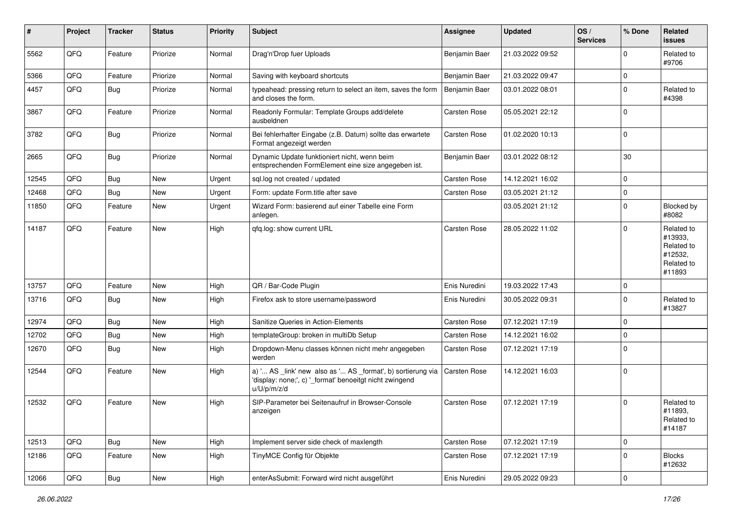| # | Project | Tracker | Status | Priority | Subject | Assignee | Updated | OS / Services | % Done | Related issues |
|---|---|---|---|---|---|---|---|---|---|---|
| 5562 | QFQ | Feature | Priorize | Normal | Drag'n'Drop fuer Uploads | Benjamin Baer | 21.03.2022 09:52 | | 0 | Related to #9706 |
| 5366 | QFQ | Feature | Priorize | Normal | Saving with keyboard shortcuts | Benjamin Baer | 21.03.2022 09:47 | | 0 | |
| 4457 | QFQ | Bug | Priorize | Normal | typeahead: pressing return to select an item, saves the form and closes the form. | Benjamin Baer | 03.01.2022 08:01 | | 0 | Related to #4398 |
| 3867 | QFQ | Feature | Priorize | Normal | Readonly Formular: Template Groups add/delete ausbeldnen | Carsten Rose | 05.05.2021 22:12 | | 0 | |
| 3782 | QFQ | Bug | Priorize | Normal | Bei fehlerhafter Eingabe (z.B. Datum) sollte das erwartete Format angezeigt werden | Carsten Rose | 01.02.2020 10:13 | | 0 | |
| 2665 | QFQ | Bug | Priorize | Normal | Dynamic Update funktioniert nicht, wenn beim entsprechenden FormElement eine size angegeben ist. | Benjamin Baer | 03.01.2022 08:12 | | 30 | |
| 12545 | QFQ | Bug | New | Urgent | sql.log not created / updated | Carsten Rose | 14.12.2021 16:02 | | 0 | |
| 12468 | QFQ | Bug | New | Urgent | Form: update Form.title after save | Carsten Rose | 03.05.2021 21:12 | | 0 | |
| 11850 | QFQ | Feature | New | Urgent | Wizard Form: basierend auf einer Tabelle eine Form anlegen. | | 03.05.2021 21:12 | | 0 | Blocked by #8082 |
| 14187 | QFQ | Feature | New | High | qfq.log: show current URL | Carsten Rose | 28.05.2022 11:02 | | 0 | Related to #13933, Related to #12532, Related to #11893 |
| 13757 | QFQ | Feature | New | High | QR / Bar-Code Plugin | Enis Nuredini | 19.03.2022 17:43 | | 0 | |
| 13716 | QFQ | Bug | New | High | Firefox ask to store username/password | Enis Nuredini | 30.05.2022 09:31 | | 0 | Related to #13827 |
| 12974 | QFQ | Bug | New | High | Sanitize Queries in Action-Elements | Carsten Rose | 07.12.2021 17:19 | | 0 | |
| 12702 | QFQ | Bug | New | High | templateGroup: broken in multiDb Setup | Carsten Rose | 14.12.2021 16:02 | | 0 | |
| 12670 | QFQ | Bug | New | High | Dropdown-Menu classes können nicht mehr angegeben werden | Carsten Rose | 07.12.2021 17:19 | | 0 | |
| 12544 | QFQ | Feature | New | High | a) '... AS _link' new also as '... AS _format', b) sortierung via 'display: none;', c) '_format' benoeitgt nicht zwingend u/U/p/m/z/d | Carsten Rose | 14.12.2021 16:03 | | 0 | |
| 12532 | QFQ | Feature | New | High | SIP-Parameter bei Seitenaufruf in Browser-Console anzeigen | Carsten Rose | 07.12.2021 17:19 | | 0 | Related to #11893, Related to #14187 |
| 12513 | QFQ | Bug | New | High | Implement server side check of maxlength | Carsten Rose | 07.12.2021 17:19 | | 0 | |
| 12186 | QFQ | Feature | New | High | TinyMCE Config für Objekte | Carsten Rose | 07.12.2021 17:19 | | 0 | Blocks #12632 |
| 12066 | QFQ | Bug | New | High | enterAsSubmit: Forward wird nicht ausgeführt | Enis Nuredini | 29.05.2022 09:23 | | 0 | |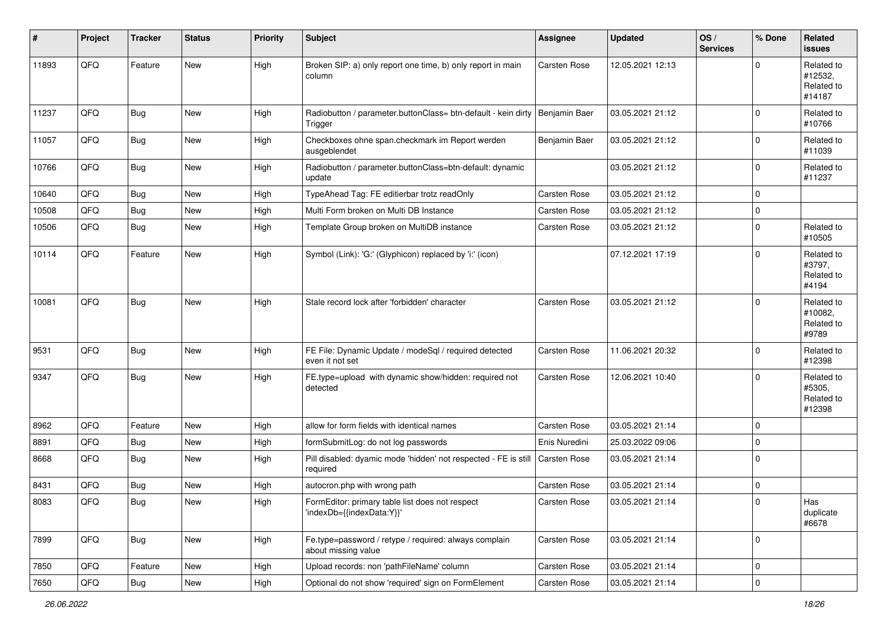| # | Project | Tracker | Status | Priority | Subject | Assignee | Updated | OS / Services | % Done | Related issues |
|---|---|---|---|---|---|---|---|---|---|---|
| 11893 | QFQ | Feature | New | High | Broken SIP: a) only report one time, b) only report in main column | Carsten Rose | 12.05.2021 12:13 | | 0 | Related to #12532, Related to #14187 |
| 11237 | QFQ | Bug | New | High | Radiobutton / parameter.buttonClass= btn-default - kein dirty Trigger | Benjamin Baer | 03.05.2021 21:12 | | 0 | Related to #10766 |
| 11057 | QFQ | Bug | New | High | Checkboxes ohne span.checkmark im Report werden ausgeblendet | Benjamin Baer | 03.05.2021 21:12 | | 0 | Related to #11039 |
| 10766 | QFQ | Bug | New | High | Radiobutton / parameter.buttonClass=btn-default: dynamic update | | 03.05.2021 21:12 | | 0 | Related to #11237 |
| 10640 | QFQ | Bug | New | High | TypeAhead Tag: FE editierbar trotz readOnly | Carsten Rose | 03.05.2021 21:12 | | 0 | |
| 10508 | QFQ | Bug | New | High | Multi Form broken on Multi DB Instance | Carsten Rose | 03.05.2021 21:12 | | 0 | |
| 10506 | QFQ | Bug | New | High | Template Group broken on MultiDB instance | Carsten Rose | 03.05.2021 21:12 | | 0 | Related to #10505 |
| 10114 | QFQ | Feature | New | High | Symbol (Link): 'G:' (Glyphicon) replaced by 'i:' (icon) | | 07.12.2021 17:19 | | 0 | Related to #3797, Related to #4194 |
| 10081 | QFQ | Bug | New | High | Stale record lock after 'forbidden' character | Carsten Rose | 03.05.2021 21:12 | | 0 | Related to #10082, Related to #9789 |
| 9531 | QFQ | Bug | New | High | FE File: Dynamic Update / modeSql / required detected even it not set | Carsten Rose | 11.06.2021 20:32 | | 0 | Related to #12398 |
| 9347 | QFQ | Bug | New | High | FE.type=upload with dynamic show/hidden: required not detected | Carsten Rose | 12.06.2021 10:40 | | 0 | Related to #5305, Related to #12398 |
| 8962 | QFQ | Feature | New | High | allow for form fields with identical names | Carsten Rose | 03.05.2021 21:14 | | 0 | |
| 8891 | QFQ | Bug | New | High | formSubmitLog: do not log passwords | Enis Nuredini | 25.03.2022 09:06 | | 0 | |
| 8668 | QFQ | Bug | New | High | Pill disabled: dyamic mode 'hidden' not respected - FE is still required | Carsten Rose | 03.05.2021 21:14 | | 0 | |
| 8431 | QFQ | Bug | New | High | autocron.php with wrong path | Carsten Rose | 03.05.2021 21:14 | | 0 | |
| 8083 | QFQ | Bug | New | High | FormEditor: primary table list does not respect 'indexDb={{indexData:Y}}' | Carsten Rose | 03.05.2021 21:14 | | 0 | Has duplicate #6678 |
| 7899 | QFQ | Bug | New | High | Fe.type=password / retype / required: always complain about missing value | Carsten Rose | 03.05.2021 21:14 | | 0 | |
| 7850 | QFQ | Feature | New | High | Upload records: non 'pathFileName' column | Carsten Rose | 03.05.2021 21:14 | | 0 | |
| 7650 | QFQ | Bug | New | High | Optional do not show 'required' sign on FormElement | Carsten Rose | 03.05.2021 21:14 | | 0 | |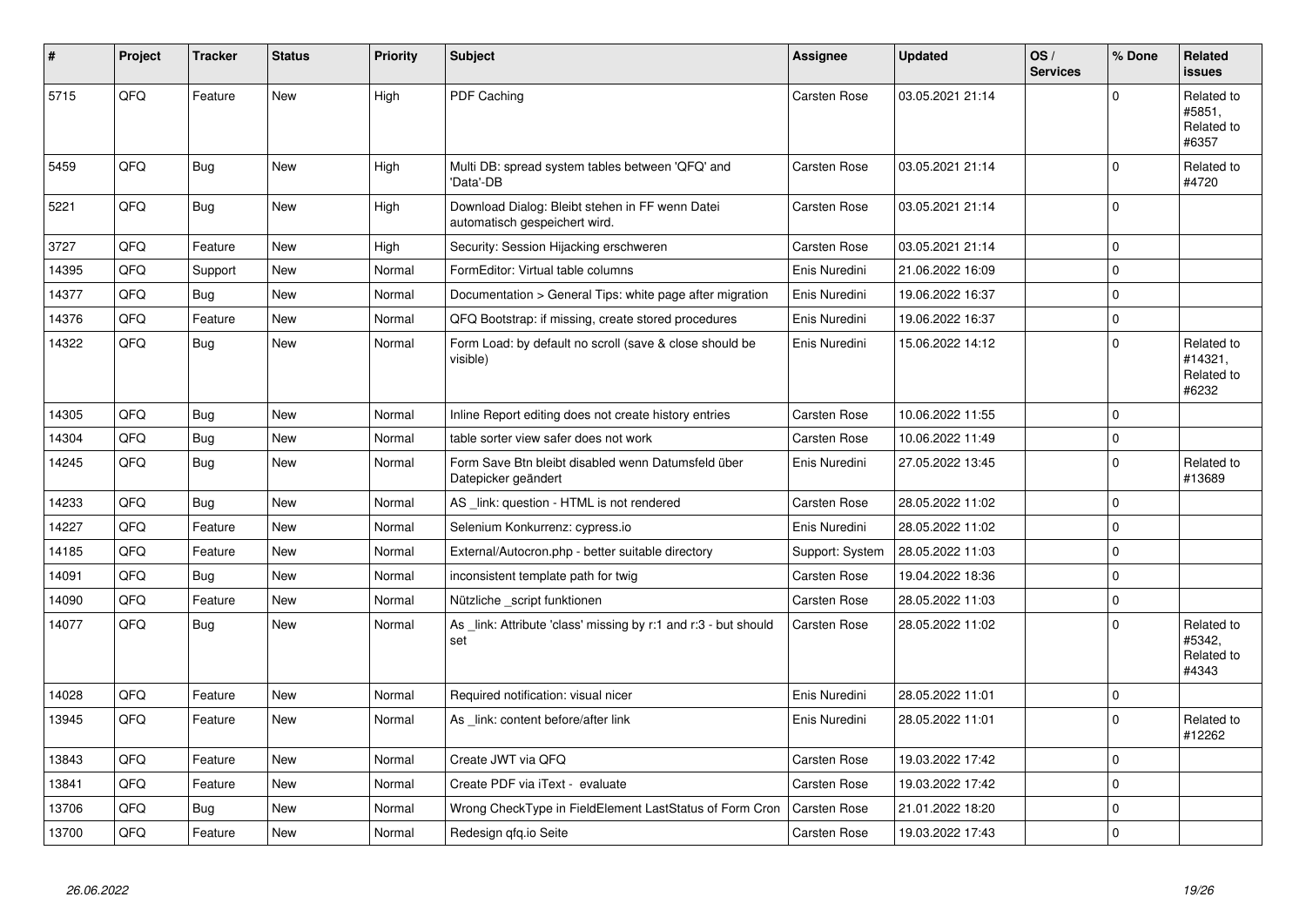| # | Project | Tracker | Status | Priority | Subject | Assignee | Updated | OS / Services | % Done | Related issues |
|---|---|---|---|---|---|---|---|---|---|---|
| 5715 | QFQ | Feature | New | High | PDF Caching | Carsten Rose | 03.05.2021 21:14 | | 0 | Related to #5851, Related to #6357 |
| 5459 | QFQ | Bug | New | High | Multi DB: spread system tables between 'QFQ' and 'Data'-DB | Carsten Rose | 03.05.2021 21:14 | | 0 | Related to #4720 |
| 5221 | QFQ | Bug | New | High | Download Dialog: Bleibt stehen in FF wenn Datei automatisch gespeichert wird. | Carsten Rose | 03.05.2021 21:14 | | 0 | |
| 3727 | QFQ | Feature | New | High | Security: Session Hijacking erschweren | Carsten Rose | 03.05.2021 21:14 | | 0 | |
| 14395 | QFQ | Support | New | Normal | FormEditor: Virtual table columns | Enis Nuredini | 21.06.2022 16:09 | | 0 | |
| 14377 | QFQ | Bug | New | Normal | Documentation > General Tips: white page after migration | Enis Nuredini | 19.06.2022 16:37 | | 0 | |
| 14376 | QFQ | Feature | New | Normal | QFQ Bootstrap: if missing, create stored procedures | Enis Nuredini | 19.06.2022 16:37 | | 0 | |
| 14322 | QFQ | Bug | New | Normal | Form Load: by default no scroll (save & close should be visible) | Enis Nuredini | 15.06.2022 14:12 | | 0 | Related to #14321, Related to #6232 |
| 14305 | QFQ | Bug | New | Normal | Inline Report editing does not create history entries | Carsten Rose | 10.06.2022 11:55 | | 0 | |
| 14304 | QFQ | Bug | New | Normal | table sorter view safer does not work | Carsten Rose | 10.06.2022 11:49 | | 0 | |
| 14245 | QFQ | Bug | New | Normal | Form Save Btn bleibt disabled wenn Datumsfeld über Datepicker geändert | Enis Nuredini | 27.05.2022 13:45 | | 0 | Related to #13689 |
| 14233 | QFQ | Bug | New | Normal | AS _link: question - HTML is not rendered | Carsten Rose | 28.05.2022 11:02 | | 0 | |
| 14227 | QFQ | Feature | New | Normal | Selenium Konkurrenz: cypress.io | Enis Nuredini | 28.05.2022 11:02 | | 0 | |
| 14185 | QFQ | Feature | New | Normal | External/Autocron.php - better suitable directory | Support: System | 28.05.2022 11:03 | | 0 | |
| 14091 | QFQ | Bug | New | Normal | inconsistent template path for twig | Carsten Rose | 19.04.2022 18:36 | | 0 | |
| 14090 | QFQ | Feature | New | Normal | Nützliche _script funktionen | Carsten Rose | 28.05.2022 11:03 | | 0 | |
| 14077 | QFQ | Bug | New | Normal | As _link: Attribute 'class' missing by r:1 and r:3 - but should set | Carsten Rose | 28.05.2022 11:02 | | 0 | Related to #5342, Related to #4343 |
| 14028 | QFQ | Feature | New | Normal | Required notification: visual nicer | Enis Nuredini | 28.05.2022 11:01 | | 0 | |
| 13945 | QFQ | Feature | New | Normal | As _link: content before/after link | Enis Nuredini | 28.05.2022 11:01 | | 0 | Related to #12262 |
| 13843 | QFQ | Feature | New | Normal | Create JWT via QFQ | Carsten Rose | 19.03.2022 17:42 | | 0 | |
| 13841 | QFQ | Feature | New | Normal | Create PDF via iText - evaluate | Carsten Rose | 19.03.2022 17:42 | | 0 | |
| 13706 | QFQ | Bug | New | Normal | Wrong CheckType in FieldElement LastStatus of Form Cron | Carsten Rose | 21.01.2022 18:20 | | 0 | |
| 13700 | QFQ | Feature | New | Normal | Redesign qfq.io Seite | Carsten Rose | 19.03.2022 17:43 | | 0 | |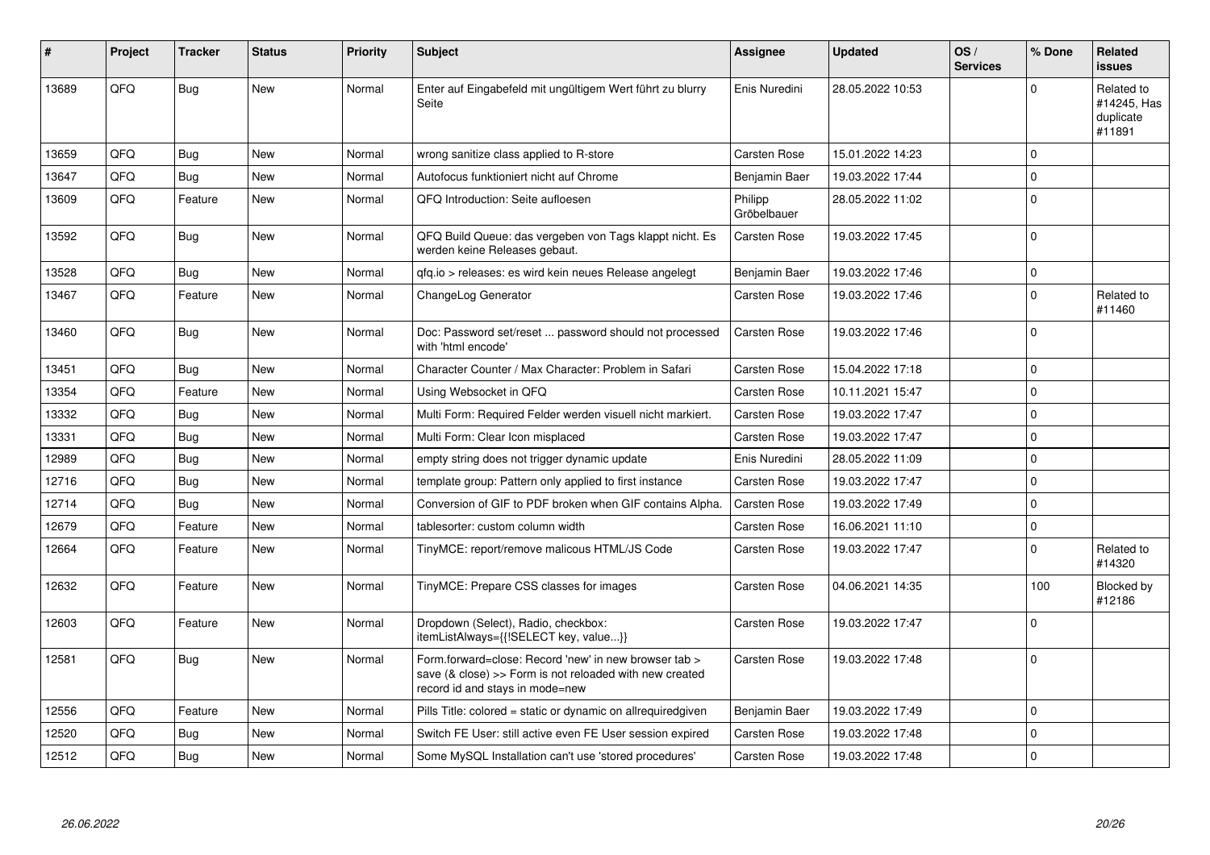| # | Project | Tracker | Status | Priority | Subject | Assignee | Updated | OS / Services | % Done | Related issues |
|---|---|---|---|---|---|---|---|---|---|---|
| 13689 | QFQ | Bug | New | Normal | Enter auf Eingabefeld mit ungültigem Wert führt zu blurry Seite | Enis Nuredini | 28.05.2022 10:53 | | 0 | Related to #14245, Has duplicate #11891 |
| 13659 | QFQ | Bug | New | Normal | wrong sanitize class applied to R-store | Carsten Rose | 15.01.2022 14:23 | | 0 | |
| 13647 | QFQ | Bug | New | Normal | Autofocus funktioniert nicht auf Chrome | Benjamin Baer | 19.03.2022 17:44 | | 0 | |
| 13609 | QFQ | Feature | New | Normal | QFQ Introduction: Seite aufloesen | Philipp Gröbelbauer | 28.05.2022 11:02 | | 0 | |
| 13592 | QFQ | Bug | New | Normal | QFQ Build Queue: das vergeben von Tags klappt nicht. Es werden keine Releases gebaut. | Carsten Rose | 19.03.2022 17:45 | | 0 | |
| 13528 | QFQ | Bug | New | Normal | qfq.io > releases: es wird kein neues Release angelegt | Benjamin Baer | 19.03.2022 17:46 | | 0 | |
| 13467 | QFQ | Feature | New | Normal | ChangeLog Generator | Carsten Rose | 19.03.2022 17:46 | | 0 | Related to #11460 |
| 13460 | QFQ | Bug | New | Normal | Doc: Password set/reset ... password should not processed with 'html encode' | Carsten Rose | 19.03.2022 17:46 | | 0 | |
| 13451 | QFQ | Bug | New | Normal | Character Counter / Max Character: Problem in Safari | Carsten Rose | 15.04.2022 17:18 | | 0 | |
| 13354 | QFQ | Feature | New | Normal | Using Websocket in QFQ | Carsten Rose | 10.11.2021 15:47 | | 0 | |
| 13332 | QFQ | Bug | New | Normal | Multi Form: Required Felder werden visuell nicht markiert. | Carsten Rose | 19.03.2022 17:47 | | 0 | |
| 13331 | QFQ | Bug | New | Normal | Multi Form: Clear Icon misplaced | Carsten Rose | 19.03.2022 17:47 | | 0 | |
| 12989 | QFQ | Bug | New | Normal | empty string does not trigger dynamic update | Enis Nuredini | 28.05.2022 11:09 | | 0 | |
| 12716 | QFQ | Bug | New | Normal | template group: Pattern only applied to first instance | Carsten Rose | 19.03.2022 17:47 | | 0 | |
| 12714 | QFQ | Bug | New | Normal | Conversion of GIF to PDF broken when GIF contains Alpha. | Carsten Rose | 19.03.2022 17:49 | | 0 | |
| 12679 | QFQ | Feature | New | Normal | tablesorter: custom column width | Carsten Rose | 16.06.2021 11:10 | | 0 | |
| 12664 | QFQ | Feature | New | Normal | TinyMCE: report/remove malicous HTML/JS Code | Carsten Rose | 19.03.2022 17:47 | | 0 | Related to #14320 |
| 12632 | QFQ | Feature | New | Normal | TinyMCE: Prepare CSS classes for images | Carsten Rose | 04.06.2021 14:35 | | 100 | Blocked by #12186 |
| 12603 | QFQ | Feature | New | Normal | Dropdown (Select), Radio, checkbox: itemListAlways={{!SELECT key, value...}} | Carsten Rose | 19.03.2022 17:47 | | 0 | |
| 12581 | QFQ | Bug | New | Normal | Form.forward=close: Record 'new' in new browser tab > save (& close) >> Form is not reloaded with new created record id and stays in mode=new | Carsten Rose | 19.03.2022 17:48 | | 0 | |
| 12556 | QFQ | Feature | New | Normal | Pills Title: colored = static or dynamic on allrequiredgiven | Benjamin Baer | 19.03.2022 17:49 | | 0 | |
| 12520 | QFQ | Bug | New | Normal | Switch FE User: still active even FE User session expired | Carsten Rose | 19.03.2022 17:48 | | 0 | |
| 12512 | QFQ | Bug | New | Normal | Some MySQL Installation can't use 'stored procedures' | Carsten Rose | 19.03.2022 17:48 | | 0 | |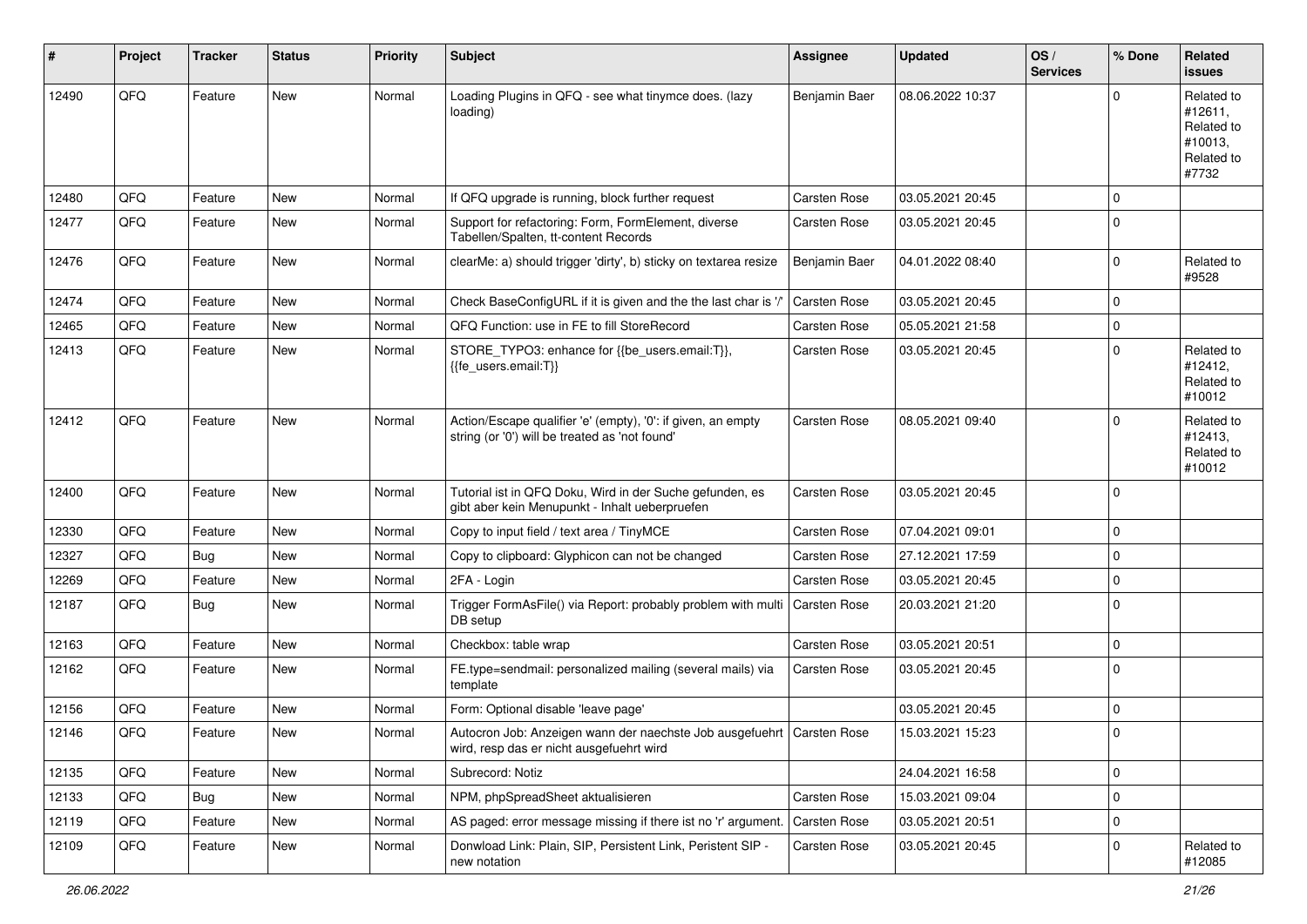| # | Project | Tracker | Status | Priority | Subject | Assignee | Updated | OS / Services | % Done | Related issues |
|---|---|---|---|---|---|---|---|---|---|---|
| 12490 | QFQ | Feature | New | Normal | Loading Plugins in QFQ - see what tinymce does. (lazy loading) | Benjamin Baer | 08.06.2022 10:37 | | 0 | Related to #12611, Related to #10013, Related to #7732 |
| 12480 | QFQ | Feature | New | Normal | If QFQ upgrade is running, block further request | Carsten Rose | 03.05.2021 20:45 | | 0 | |
| 12477 | QFQ | Feature | New | Normal | Support for refactoring: Form, FormElement, diverse Tabellen/Spalten, tt-content Records | Carsten Rose | 03.05.2021 20:45 | | 0 | |
| 12476 | QFQ | Feature | New | Normal | clearMe: a) should trigger 'dirty', b) sticky on textarea resize | Benjamin Baer | 04.01.2022 08:40 | | 0 | Related to #9528 |
| 12474 | QFQ | Feature | New | Normal | Check BaseConfigURL if it is given and the the last char is '/' | Carsten Rose | 03.05.2021 20:45 | | 0 | |
| 12465 | QFQ | Feature | New | Normal | QFQ Function: use in FE to fill StoreRecord | Carsten Rose | 05.05.2021 21:58 | | 0 | |
| 12413 | QFQ | Feature | New | Normal | STORE_TYPO3: enhance for {{be_users.email:T}}, {{fe_users.email:T}} | Carsten Rose | 03.05.2021 20:45 | | 0 | Related to #12412, Related to #10012 |
| 12412 | QFQ | Feature | New | Normal | Action/Escape qualifier 'e' (empty), '0': if given, an empty string (or '0') will be treated as 'not found' | Carsten Rose | 08.05.2021 09:40 | | 0 | Related to #12413, Related to #10012 |
| 12400 | QFQ | Feature | New | Normal | Tutorial ist in QFQ Doku, Wird in der Suche gefunden, es gibt aber kein Menupunkt - Inhalt ueberpruefen | Carsten Rose | 03.05.2021 20:45 | | 0 | |
| 12330 | QFQ | Feature | New | Normal | Copy to input field / text area / TinyMCE | Carsten Rose | 07.04.2021 09:01 | | 0 | |
| 12327 | QFQ | Bug | New | Normal | Copy to clipboard: Glyphicon can not be changed | Carsten Rose | 27.12.2021 17:59 | | 0 | |
| 12269 | QFQ | Feature | New | Normal | 2FA - Login | Carsten Rose | 03.05.2021 20:45 | | 0 | |
| 12187 | QFQ | Bug | New | Normal | Trigger FormAsFile() via Report: probably problem with multi DB setup | Carsten Rose | 20.03.2021 21:20 | | 0 | |
| 12163 | QFQ | Feature | New | Normal | Checkbox: table wrap | Carsten Rose | 03.05.2021 20:51 | | 0 | |
| 12162 | QFQ | Feature | New | Normal | FE.type=sendmail: personalized mailing (several mails) via template | Carsten Rose | 03.05.2021 20:45 | | 0 | |
| 12156 | QFQ | Feature | New | Normal | Form: Optional disable 'leave page' | | 03.05.2021 20:45 | | 0 | |
| 12146 | QFQ | Feature | New | Normal | Autocron Job: Anzeigen wann der naechste Job ausgefuehrt wird, resp das er nicht ausgefuehrt wird | Carsten Rose | 15.03.2021 15:23 | | 0 | |
| 12135 | QFQ | Feature | New | Normal | Subrecord: Notiz | | 24.04.2021 16:58 | | 0 | |
| 12133 | QFQ | Bug | New | Normal | NPM, phpSpreadSheet aktualisieren | Carsten Rose | 15.03.2021 09:04 | | 0 | |
| 12119 | QFQ | Feature | New | Normal | AS paged: error message missing if there ist no 'r' argument. | Carsten Rose | 03.05.2021 20:51 | | 0 | |
| 12109 | QFQ | Feature | New | Normal | Donwload Link: Plain, SIP, Persistent Link, Peristent SIP - new notation | Carsten Rose | 03.05.2021 20:45 | | 0 | Related to #12085 |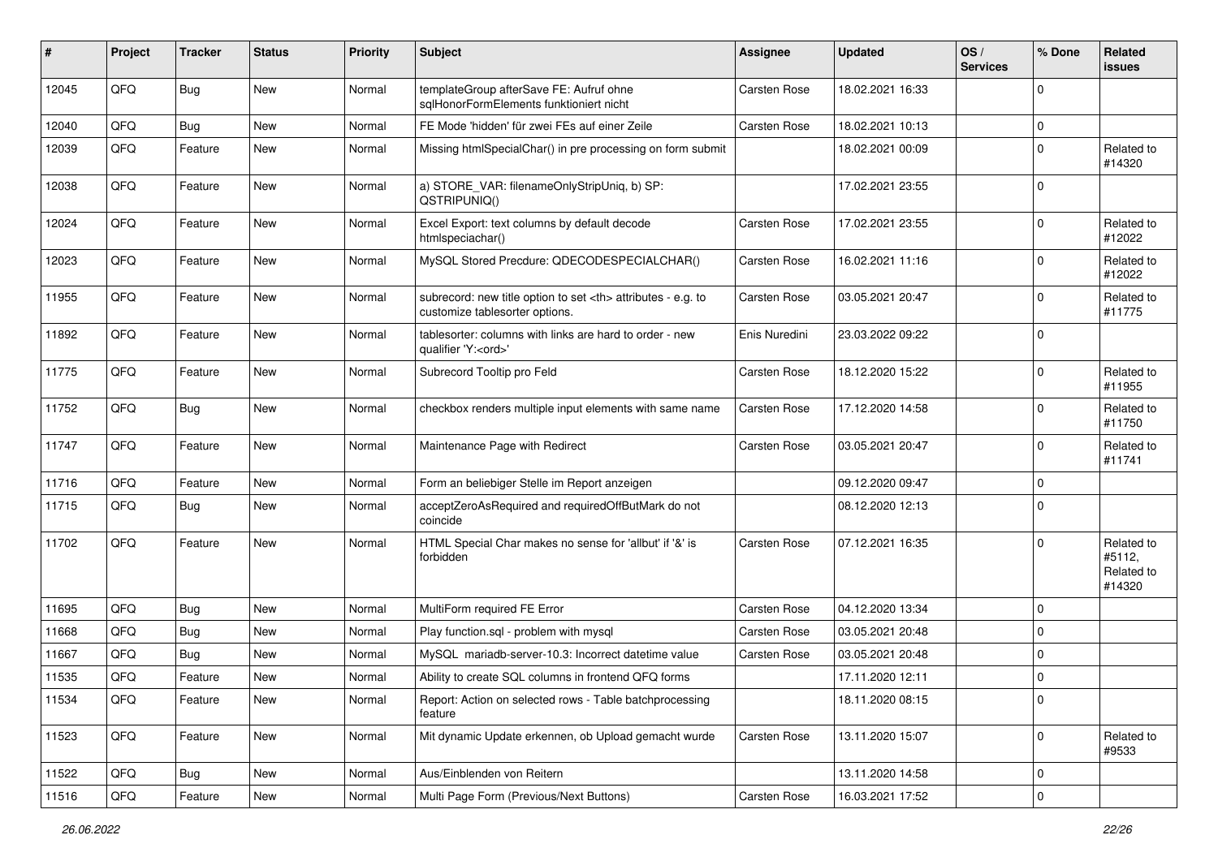| # | Project | Tracker | Status | Priority | Subject | Assignee | Updated | OS / Services | % Done | Related issues |
|---|---|---|---|---|---|---|---|---|---|---|
| 12045 | QFQ | Bug | New | Normal | templateGroup afterSave FE: Aufruf ohne sqlHonorFormElements funktioniert nicht | Carsten Rose | 18.02.2021 16:33 | | 0 | |
| 12040 | QFQ | Bug | New | Normal | FE Mode 'hidden' für zwei FEs auf einer Zeile | Carsten Rose | 18.02.2021 10:13 | | 0 | |
| 12039 | QFQ | Feature | New | Normal | Missing htmlSpecialChar() in pre processing on form submit | | 18.02.2021 00:09 | | 0 | Related to #14320 |
| 12038 | QFQ | Feature | New | Normal | a) STORE_VAR: filenameOnlyStripUniq, b) SP: QSTRIPUNIQ() | | 17.02.2021 23:55 | | 0 | |
| 12024 | QFQ | Feature | New | Normal | Excel Export: text columns by default decode htmlspeciachar() | Carsten Rose | 17.02.2021 23:55 | | 0 | Related to #12022 |
| 12023 | QFQ | Feature | New | Normal | MySQL Stored Precdure: QDECODESPECIALCHAR() | Carsten Rose | 16.02.2021 11:16 | | 0 | Related to #12022 |
| 11955 | QFQ | Feature | New | Normal | subrecord: new title option to set <th> attributes - e.g. to customize tablesorter options. | Carsten Rose | 03.05.2021 20:47 | | 0 | Related to #11775 |
| 11892 | QFQ | Feature | New | Normal | tablesorter: columns with links are hard to order - new qualifier 'Y:<ord>' | Enis Nuredini | 23.03.2022 09:22 | | 0 | |
| 11775 | QFQ | Feature | New | Normal | Subrecord Tooltip pro Feld | Carsten Rose | 18.12.2020 15:22 | | 0 | Related to #11955 |
| 11752 | QFQ | Bug | New | Normal | checkbox renders multiple input elements with same name | Carsten Rose | 17.12.2020 14:58 | | 0 | Related to #11750 |
| 11747 | QFQ | Feature | New | Normal | Maintenance Page with Redirect | Carsten Rose | 03.05.2021 20:47 | | 0 | Related to #11741 |
| 11716 | QFQ | Feature | New | Normal | Form an beliebiger Stelle im Report anzeigen | | 09.12.2020 09:47 | | 0 | |
| 11715 | QFQ | Bug | New | Normal | acceptZeroAsRequired and requiredOffButMark do not coincide | | 08.12.2020 12:13 | | 0 | |
| 11702 | QFQ | Feature | New | Normal | HTML Special Char makes no sense for 'allbut' if '&' is forbidden | Carsten Rose | 07.12.2021 16:35 | | 0 | Related to #5112, Related to #14320 |
| 11695 | QFQ | Bug | New | Normal | MultiForm required FE Error | Carsten Rose | 04.12.2020 13:34 | | 0 | |
| 11668 | QFQ | Bug | New | Normal | Play function.sql - problem with mysql | Carsten Rose | 03.05.2021 20:48 | | 0 | |
| 11667 | QFQ | Bug | New | Normal | MySQL mariadb-server-10.3: Incorrect datetime value | Carsten Rose | 03.05.2021 20:48 | | 0 | |
| 11535 | QFQ | Feature | New | Normal | Ability to create SQL columns in frontend QFQ forms | | 17.11.2020 12:11 | | 0 | |
| 11534 | QFQ | Feature | New | Normal | Report: Action on selected rows - Table batchprocessing feature | | 18.11.2020 08:15 | | 0 | |
| 11523 | QFQ | Feature | New | Normal | Mit dynamic Update erkennen, ob Upload gemacht wurde | Carsten Rose | 13.11.2020 15:07 | | 0 | Related to #9533 |
| 11522 | QFQ | Bug | New | Normal | Aus/Einblenden von Reitern | | 13.11.2020 14:58 | | 0 | |
| 11516 | QFQ | Feature | New | Normal | Multi Page Form (Previous/Next Buttons) | Carsten Rose | 16.03.2021 17:52 | | 0 | |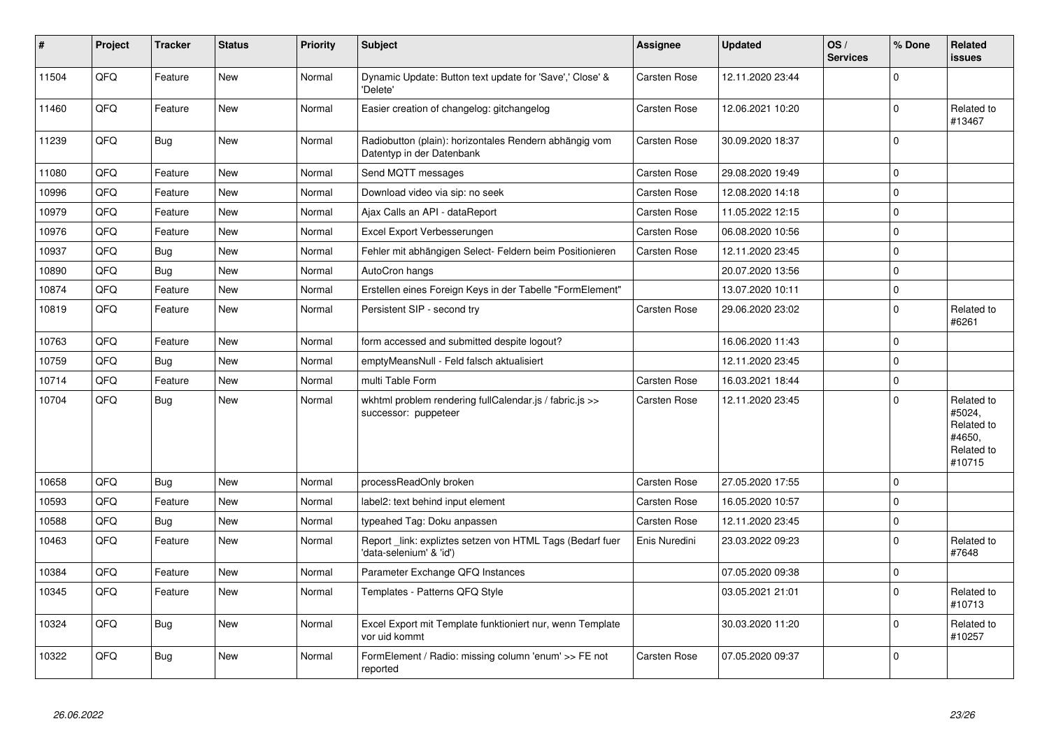| # | Project | Tracker | Status | Priority | Subject | Assignee | Updated | OS / Services | % Done | Related issues |
|---|---|---|---|---|---|---|---|---|---|---|
| 11504 | QFQ | Feature | New | Normal | Dynamic Update: Button text update for 'Save',' Close' & 'Delete' | Carsten Rose | 12.11.2020 23:44 | | 0 | |
| 11460 | QFQ | Feature | New | Normal | Easier creation of changelog: gitchangelog | Carsten Rose | 12.06.2021 10:20 | | 0 | Related to #13467 |
| 11239 | QFQ | Bug | New | Normal | Radiobutton (plain): horizontales Rendern abhängig vom Datentyp in der Datenbank | Carsten Rose | 30.09.2020 18:37 | | 0 | |
| 11080 | QFQ | Feature | New | Normal | Send MQTT messages | Carsten Rose | 29.08.2020 19:49 | | 0 | |
| 10996 | QFQ | Feature | New | Normal | Download video via sip: no seek | Carsten Rose | 12.08.2020 14:18 | | 0 | |
| 10979 | QFQ | Feature | New | Normal | Ajax Calls an API - dataReport | Carsten Rose | 11.05.2022 12:15 | | 0 | |
| 10976 | QFQ | Feature | New | Normal | Excel Export Verbesserungen | Carsten Rose | 06.08.2020 10:56 | | 0 | |
| 10937 | QFQ | Bug | New | Normal | Fehler mit abhängigen Select- Feldern beim Positionieren | Carsten Rose | 12.11.2020 23:45 | | 0 | |
| 10890 | QFQ | Bug | New | Normal | AutoCron hangs | | 20.07.2020 13:56 | | 0 | |
| 10874 | QFQ | Feature | New | Normal | Erstellen eines Foreign Keys in der Tabelle "FormElement" | | 13.07.2020 10:11 | | 0 | |
| 10819 | QFQ | Feature | New | Normal | Persistent SIP - second try | Carsten Rose | 29.06.2020 23:02 | | 0 | Related to #6261 |
| 10763 | QFQ | Feature | New | Normal | form accessed and submitted despite logout? | | 16.06.2020 11:43 | | 0 | |
| 10759 | QFQ | Bug | New | Normal | emptyMeansNull - Feld falsch aktualisiert | | 12.11.2020 23:45 | | 0 | |
| 10714 | QFQ | Feature | New | Normal | multi Table Form | Carsten Rose | 16.03.2021 18:44 | | 0 | |
| 10704 | QFQ | Bug | New | Normal | wkhtml problem rendering fullCalendar.js / fabric.js >> successor: puppeteer | Carsten Rose | 12.11.2020 23:45 | | 0 | Related to #5024, Related to #4650, Related to #10715 |
| 10658 | QFQ | Bug | New | Normal | processReadOnly broken | Carsten Rose | 27.05.2020 17:55 | | 0 | |
| 10593 | QFQ | Feature | New | Normal | label2: text behind input element | Carsten Rose | 16.05.2020 10:57 | | 0 | |
| 10588 | QFQ | Bug | New | Normal | typeahed Tag: Doku anpassen | Carsten Rose | 12.11.2020 23:45 | | 0 | |
| 10463 | QFQ | Feature | New | Normal | Report _link: expliztes setzen von HTML Tags (Bedarf fuer 'data-selenium' & 'id') | Enis Nuredini | 23.03.2022 09:23 | | 0 | Related to #7648 |
| 10384 | QFQ | Feature | New | Normal | Parameter Exchange QFQ Instances | | 07.05.2020 09:38 | | 0 | |
| 10345 | QFQ | Feature | New | Normal | Templates - Patterns QFQ Style | | 03.05.2021 21:01 | | 0 | Related to #10713 |
| 10324 | QFQ | Bug | New | Normal | Excel Export mit Template funktioniert nur, wenn Template vor uid kommt | | 30.03.2020 11:20 | | 0 | Related to #10257 |
| 10322 | QFQ | Bug | New | Normal | FormElement / Radio: missing column 'enum' >> FE not reported | Carsten Rose | 07.05.2020 09:37 | | 0 | |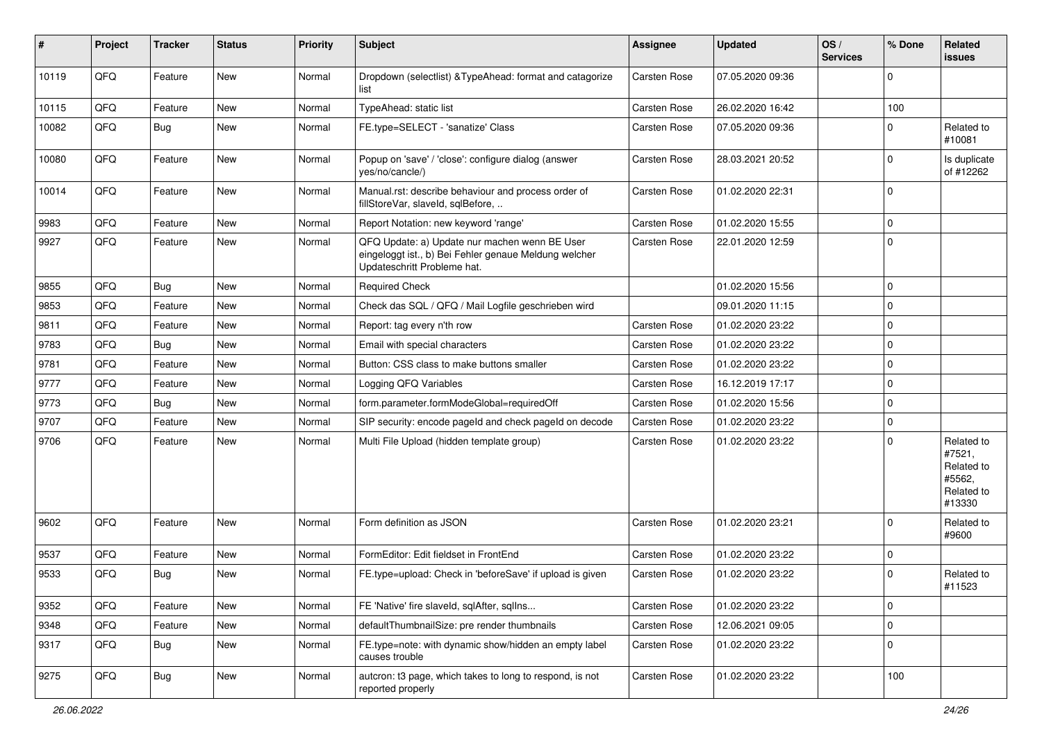| # | Project | Tracker | Status | Priority | Subject | Assignee | Updated | OS / Services | % Done | Related issues |
|---|---|---|---|---|---|---|---|---|---|---|
| 10119 | QFQ | Feature | New | Normal | Dropdown (selectlist) &TypeAhead: format and catagorize list | Carsten Rose | 07.05.2020 09:36 | | 0 | |
| 10115 | QFQ | Feature | New | Normal | TypeAhead: static list | Carsten Rose | 26.02.2020 16:42 | | 100 | |
| 10082 | QFQ | Bug | New | Normal | FE.type=SELECT - 'sanatize' Class | Carsten Rose | 07.05.2020 09:36 | | 0 | Related to #10081 |
| 10080 | QFQ | Feature | New | Normal | Popup on 'save' / 'close': configure dialog (answer yes/no/cancle/) | Carsten Rose | 28.03.2021 20:52 | | 0 | Is duplicate of #12262 |
| 10014 | QFQ | Feature | New | Normal | Manual.rst: describe behaviour and process order of fillStoreVar, slaveId, sqlBefore, .. | Carsten Rose | 01.02.2020 22:31 | | 0 | |
| 9983 | QFQ | Feature | New | Normal | Report Notation: new keyword 'range' | Carsten Rose | 01.02.2020 15:55 | | 0 | |
| 9927 | QFQ | Feature | New | Normal | QFQ Update: a) Update nur machen wenn BE User eingeloggt ist., b) Bei Fehler genaue Meldung welcher Updateschritt Probleme hat. | Carsten Rose | 22.01.2020 12:59 | | 0 | |
| 9855 | QFQ | Bug | New | Normal | Required Check | | 01.02.2020 15:56 | | 0 | |
| 9853 | QFQ | Feature | New | Normal | Check das SQL / QFQ / Mail Logfile geschrieben wird | | 09.01.2020 11:15 | | 0 | |
| 9811 | QFQ | Feature | New | Normal | Report: tag every n'th row | Carsten Rose | 01.02.2020 23:22 | | 0 | |
| 9783 | QFQ | Bug | New | Normal | Email with special characters | Carsten Rose | 01.02.2020 23:22 | | 0 | |
| 9781 | QFQ | Feature | New | Normal | Button: CSS class to make buttons smaller | Carsten Rose | 01.02.2020 23:22 | | 0 | |
| 9777 | QFQ | Feature | New | Normal | Logging QFQ Variables | Carsten Rose | 16.12.2019 17:17 | | 0 | |
| 9773 | QFQ | Bug | New | Normal | form.parameter.formModeGlobal=requiredOff | Carsten Rose | 01.02.2020 15:56 | | 0 | |
| 9707 | QFQ | Feature | New | Normal | SIP security: encode pageId and check pageId on decode | Carsten Rose | 01.02.2020 23:22 | | 0 | |
| 9706 | QFQ | Feature | New | Normal | Multi File Upload (hidden template group) | Carsten Rose | 01.02.2020 23:22 | | 0 | Related to #7521, Related to #5562, Related to #13330 |
| 9602 | QFQ | Feature | New | Normal | Form definition as JSON | Carsten Rose | 01.02.2020 23:21 | | 0 | Related to #9600 |
| 9537 | QFQ | Feature | New | Normal | FormEditor: Edit fieldset in FrontEnd | Carsten Rose | 01.02.2020 23:22 | | 0 | |
| 9533 | QFQ | Bug | New | Normal | FE.type=upload: Check in 'beforeSave' if upload is given | Carsten Rose | 01.02.2020 23:22 | | 0 | Related to #11523 |
| 9352 | QFQ | Feature | New | Normal | FE 'Native' fire slaveId, sqlAfter, sqlIns... | Carsten Rose | 01.02.2020 23:22 | | 0 | |
| 9348 | QFQ | Feature | New | Normal | defaultThumbnailSize: pre render thumbnails | Carsten Rose | 12.06.2021 09:05 | | 0 | |
| 9317 | QFQ | Bug | New | Normal | FE.type=note: with dynamic show/hidden an empty label causes trouble | Carsten Rose | 01.02.2020 23:22 | | 0 | |
| 9275 | QFQ | Bug | New | Normal | autcron: t3 page, which takes to long to respond, is not reported properly | Carsten Rose | 01.02.2020 23:22 | | 100 | |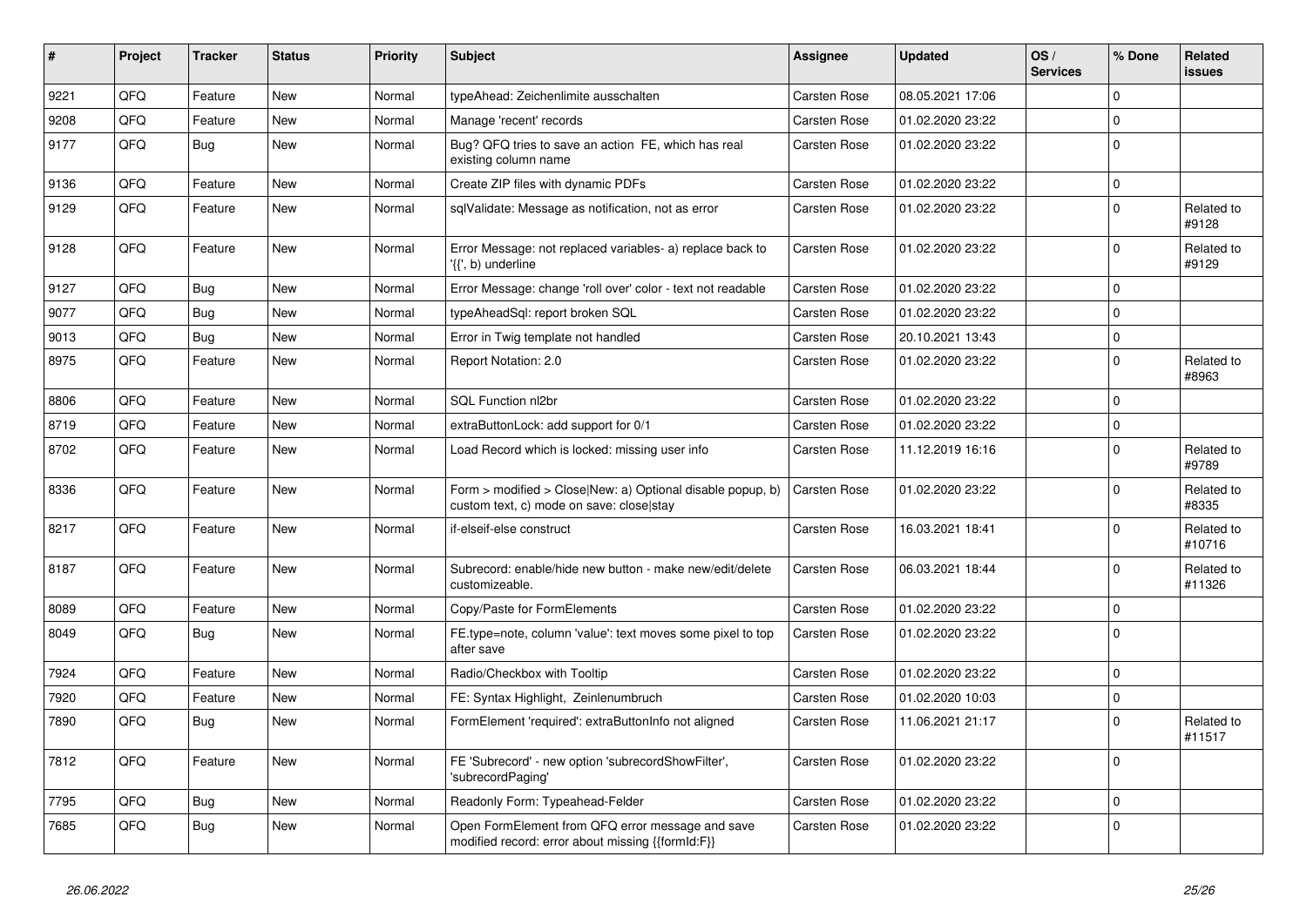| # | Project | Tracker | Status | Priority | Subject | Assignee | Updated | OS / Services | % Done | Related issues |
|---|---|---|---|---|---|---|---|---|---|---|
| 9221 | QFQ | Feature | New | Normal | typeAhead: Zeichenlimite ausschalten | Carsten Rose | 08.05.2021 17:06 | | 0 | |
| 9208 | QFQ | Feature | New | Normal | Manage 'recent' records | Carsten Rose | 01.02.2020 23:22 | | 0 | |
| 9177 | QFQ | Bug | New | Normal | Bug? QFQ tries to save an action FE, which has real existing column name | Carsten Rose | 01.02.2020 23:22 | | 0 | |
| 9136 | QFQ | Feature | New | Normal | Create ZIP files with dynamic PDFs | Carsten Rose | 01.02.2020 23:22 | | 0 | |
| 9129 | QFQ | Feature | New | Normal | sqlValidate: Message as notification, not as error | Carsten Rose | 01.02.2020 23:22 | | 0 | Related to #9128 |
| 9128 | QFQ | Feature | New | Normal | Error Message: not replaced variables- a) replace back to '{{', b) underline | Carsten Rose | 01.02.2020 23:22 | | 0 | Related to #9129 |
| 9127 | QFQ | Bug | New | Normal | Error Message: change 'roll over' color - text not readable | Carsten Rose | 01.02.2020 23:22 | | 0 | |
| 9077 | QFQ | Bug | New | Normal | typeAheadSql: report broken SQL | Carsten Rose | 01.02.2020 23:22 | | 0 | |
| 9013 | QFQ | Bug | New | Normal | Error in Twig template not handled | Carsten Rose | 20.10.2021 13:43 | | 0 | |
| 8975 | QFQ | Feature | New | Normal | Report Notation: 2.0 | Carsten Rose | 01.02.2020 23:22 | | 0 | Related to #8963 |
| 8806 | QFQ | Feature | New | Normal | SQL Function nl2br | Carsten Rose | 01.02.2020 23:22 | | 0 | |
| 8719 | QFQ | Feature | New | Normal | extraButtonLock: add support for 0/1 | Carsten Rose | 01.02.2020 23:22 | | 0 | |
| 8702 | QFQ | Feature | New | Normal | Load Record which is locked: missing user info | Carsten Rose | 11.12.2019 16:16 | | 0 | Related to #9789 |
| 8336 | QFQ | Feature | New | Normal | Form > modified > Close\|New: a) Optional disable popup, b) custom text, c) mode on save: close\|stay | Carsten Rose | 01.02.2020 23:22 | | 0 | Related to #8335 |
| 8217 | QFQ | Feature | New | Normal | if-elseif-else construct | Carsten Rose | 16.03.2021 18:41 | | 0 | Related to #10716 |
| 8187 | QFQ | Feature | New | Normal | Subrecord: enable/hide new button - make new/edit/delete customizeable. | Carsten Rose | 06.03.2021 18:44 | | 0 | Related to #11326 |
| 8089 | QFQ | Feature | New | Normal | Copy/Paste for FormElements | Carsten Rose | 01.02.2020 23:22 | | 0 | |
| 8049 | QFQ | Bug | New | Normal | FE.type=note, column 'value': text moves some pixel to top after save | Carsten Rose | 01.02.2020 23:22 | | 0 | |
| 7924 | QFQ | Feature | New | Normal | Radio/Checkbox with Tooltip | Carsten Rose | 01.02.2020 23:22 | | 0 | |
| 7920 | QFQ | Feature | New | Normal | FE: Syntax Highlight, Zeinlenumbruch | Carsten Rose | 01.02.2020 10:03 | | 0 | |
| 7890 | QFQ | Bug | New | Normal | FormElement 'required': extraButtonInfo not aligned | Carsten Rose | 11.06.2021 21:17 | | 0 | Related to #11517 |
| 7812 | QFQ | Feature | New | Normal | FE 'Subrecord' - new option 'subrecordShowFilter', 'subrecordPaging' | Carsten Rose | 01.02.2020 23:22 | | 0 | |
| 7795 | QFQ | Bug | New | Normal | Readonly Form: Typeahead-Felder | Carsten Rose | 01.02.2020 23:22 | | 0 | |
| 7685 | QFQ | Bug | New | Normal | Open FormElement from QFQ error message and save modified record: error about missing {{formId:F}} | Carsten Rose | 01.02.2020 23:22 | | 0 | |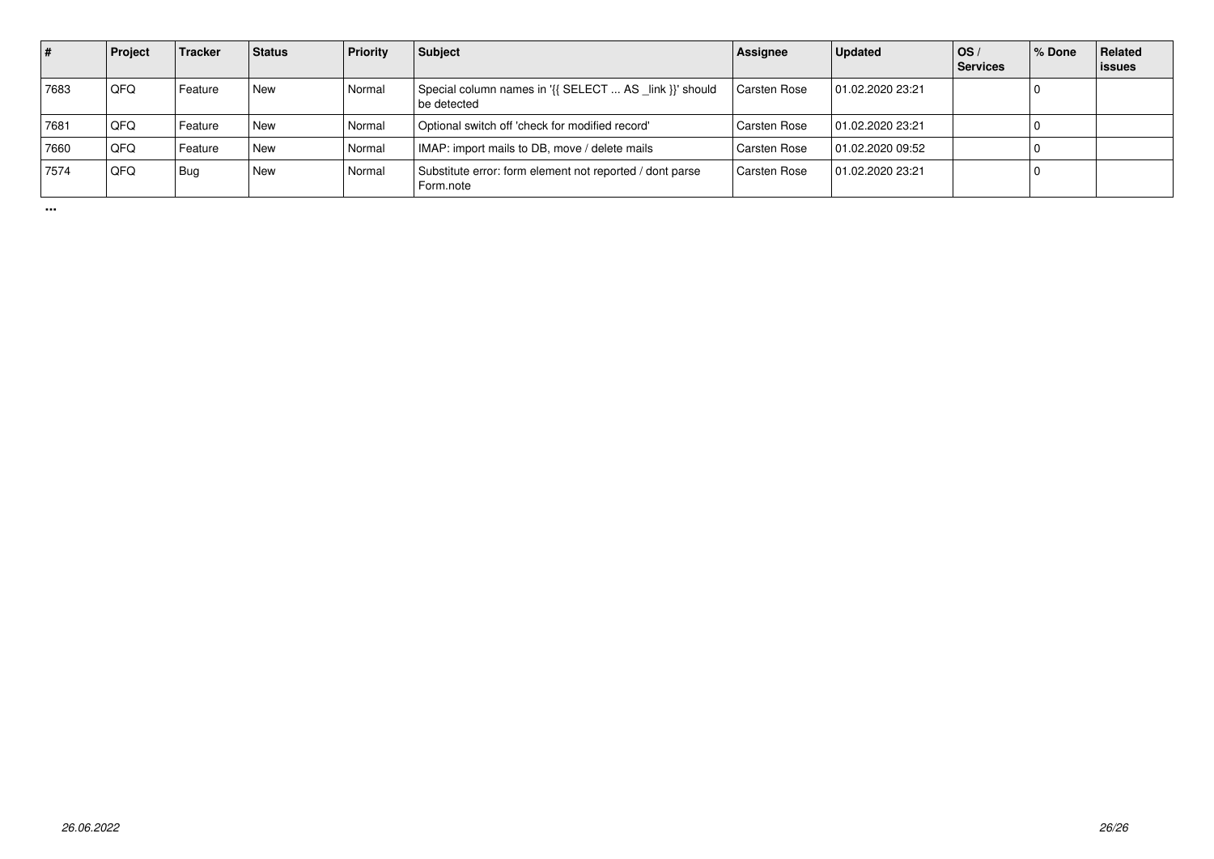| # | Project | Tracker | Status | Priority | Subject | Assignee | Updated | OS / Services | % Done | Related issues |
|---|---|---|---|---|---|---|---|---|---|---|
| 7683 | QFQ | Feature | New | Normal | Special column names in '{{ SELECT ... AS _link }}' should be detected | Carsten Rose | 01.02.2020 23:21 | | 0 | |
| 7681 | QFQ | Feature | New | Normal | Optional switch off 'check for modified record' | Carsten Rose | 01.02.2020 23:21 | | 0 | |
| 7660 | QFQ | Feature | New | Normal | IMAP: import mails to DB, move / delete mails | Carsten Rose | 01.02.2020 09:52 | | 0 | |
| 7574 | QFQ | Bug | New | Normal | Substitute error: form element not reported / dont parse Form.note | Carsten Rose | 01.02.2020 23:21 | | 0 | |

...

*26.06.2022*